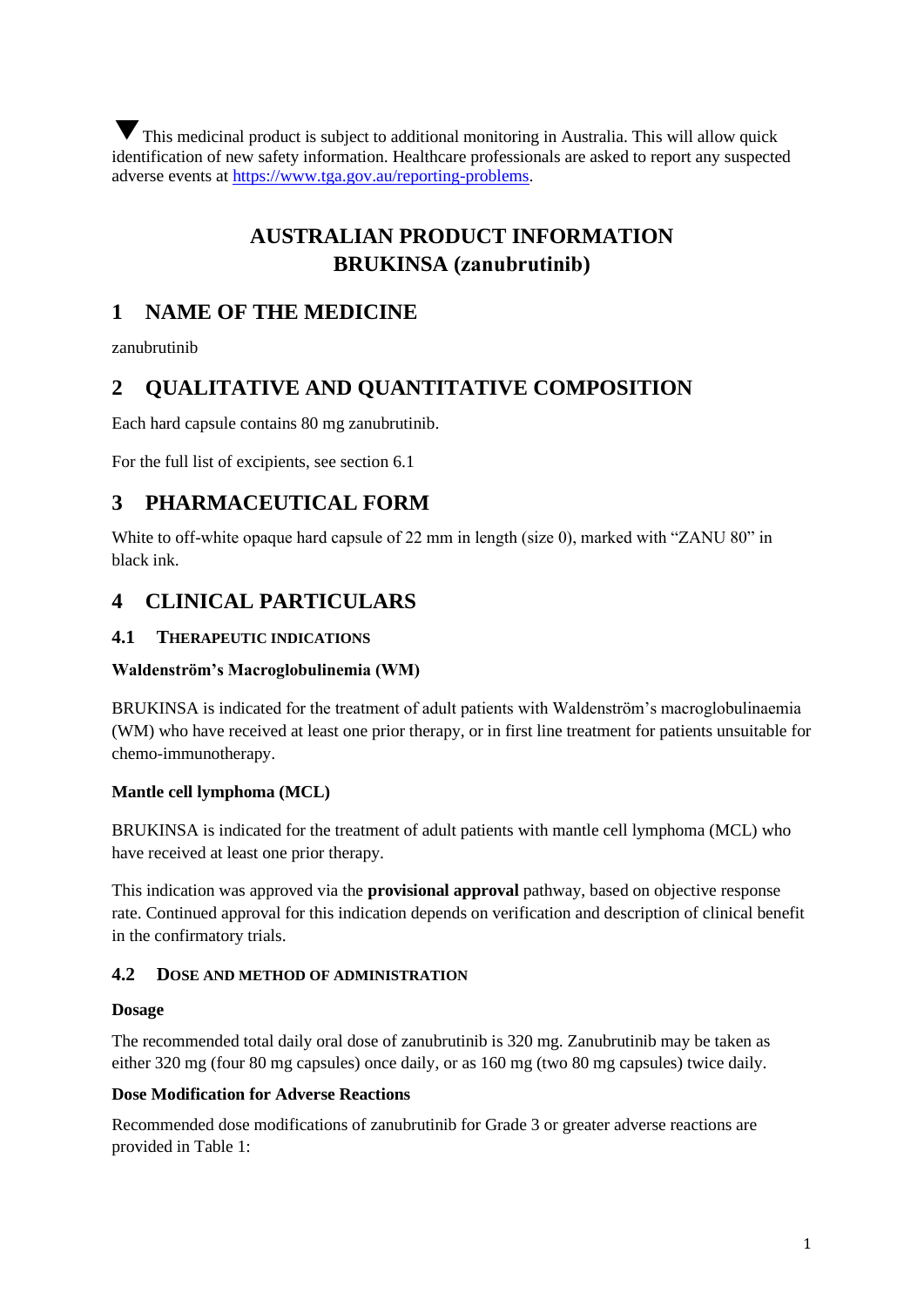▼ This medicinal product is subject to additional monitoring in Australia. This will allow quick identification of new safety information. Healthcare professionals are asked to report any suspected adverse events at [https://www.tga.gov.au/reporting-problems](https://www.tga.gov.au/reporting-problems).

# AUSTRALIAN PRODUCT INFORMATION BRUKINSA (zanubrutinib)

## 1 NAME OF THE MEDICINE

zanubrutinib

## 2 QUALITATIVE AND QUANTITATIVE COMPOSITION

Each hard capsule contains 80 mg zanubrutinib.

For the full list of excipients, see section 6.1

## 3 PHARMACEUTICAL FORM

White to off-white opaque hard capsule of 22 mm in length (size 0), marked with "ZANU 80" in black ink.

## 4 CLINICAL PARTICULARS

### 4.1 THERAPEUTIC INDICATIONS

**Waldenström's Macroglobulinemia (WM)**

BRUKINSA is indicated for the treatment of adult patients with Waldenström's macroglobulinaemia (WM) who have received at least one prior therapy, or in first line treatment for patients unsuitable for chemo-immunotherapy.

**Mantle cell lymphoma (MCL)**

BRUKINSA is indicated for the treatment of adult patients with mantle cell lymphoma (MCL) who have received at least one prior therapy.

This indication was approved via the **provisional approval** pathway, based on objective response rate. Continued approval for this indication depends on verification and description of clinical benefit in the confirmatory trials.

### 4.2 DOSE AND METHOD OF ADMINISTRATION

**Dosage**

The recommended total daily oral dose of zanubrutinib is 320 mg. Zanubrutinib may be taken as either 320 mg (four 80 mg capsules) once daily, or as 160 mg (two 80 mg capsules) twice daily.

**Dose Modification for Adverse Reactions**

Recommended dose modifications of zanubrutinib for Grade 3 or greater adverse reactions are provided in Table 1: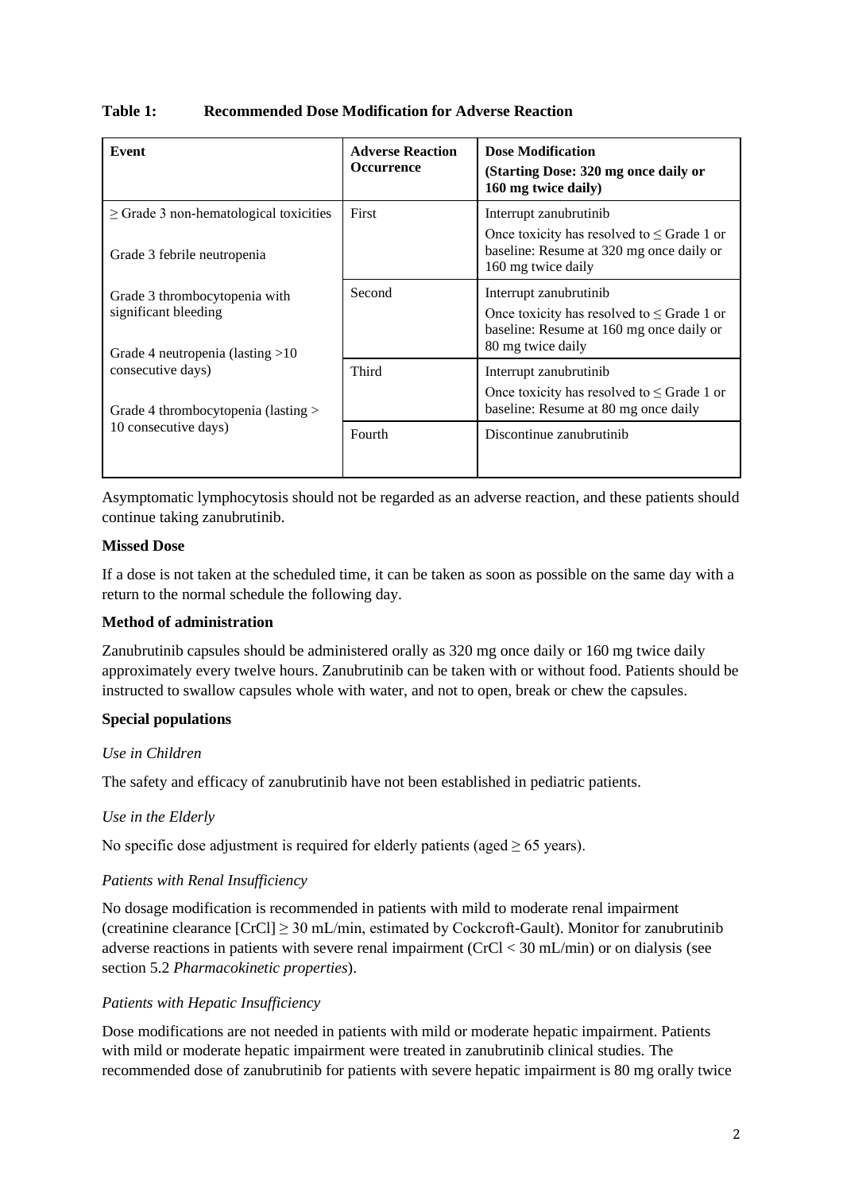**Table 1: Recommended Dose Modification for Adverse Reaction**

| Event | Adverse Reaction Occurrence | Dose Modification (Starting Dose: 320 mg once daily or 160 mg twice daily) |
|---|---|---|
| ≥ Grade 3 non-hematological toxicities<br><br>Grade 3 febrile neutropenia<br><br>Grade 3 thrombocytopenia with significant bleeding<br><br>Grade 4 neutropenia (lasting >10 consecutive days)<br><br>Grade 4 thrombocytopenia (lasting > 10 consecutive days) | First | Interrupt zanubrutinib<br>Once toxicity has resolved to ≤ Grade 1 or baseline: Resume at 320 mg once daily or 160 mg twice daily |
| | Second | Interrupt zanubrutinib<br>Once toxicity has resolved to ≤ Grade 1 or baseline: Resume at 160 mg once daily or 80 mg twice daily |
| | Third | Interrupt zanubrutinib<br>Once toxicity has resolved to ≤ Grade 1 or baseline: Resume at 80 mg once daily |
| | Fourth | Discontinue zanubrutinib |

Asymptomatic lymphocytosis should not be regarded as an adverse reaction, and these patients should continue taking zanubrutinib.

**Missed Dose**

If a dose is not taken at the scheduled time, it can be taken as soon as possible on the same day with a return to the normal schedule the following day.

**Method of administration**

Zanubrutinib capsules should be administered orally as 320 mg once daily or 160 mg twice daily approximately every twelve hours. Zanubrutinib can be taken with or without food. Patients should be instructed to swallow capsules whole with water, and not to open, break or chew the capsules.

**Special populations**

*Use in Children*

The safety and efficacy of zanubrutinib have not been established in pediatric patients.

*Use in the Elderly*

No specific dose adjustment is required for elderly patients (aged ≥ 65 years).

*Patients with Renal Insufficiency*

No dosage modification is recommended in patients with mild to moderate renal impairment (creatinine clearance [CrCl] ≥ 30 mL/min, estimated by Cockcroft-Gault). Monitor for zanubrutinib adverse reactions in patients with severe renal impairment (CrCl < 30 mL/min) or on dialysis (see section 5.2 *Pharmacokinetic properties*).

*Patients with Hepatic Insufficiency*

Dose modifications are not needed in patients with mild or moderate hepatic impairment. Patients with mild or moderate hepatic impairment were treated in zanubrutinib clinical studies. The recommended dose of zanubrutinib for patients with severe hepatic impairment is 80 mg orally twice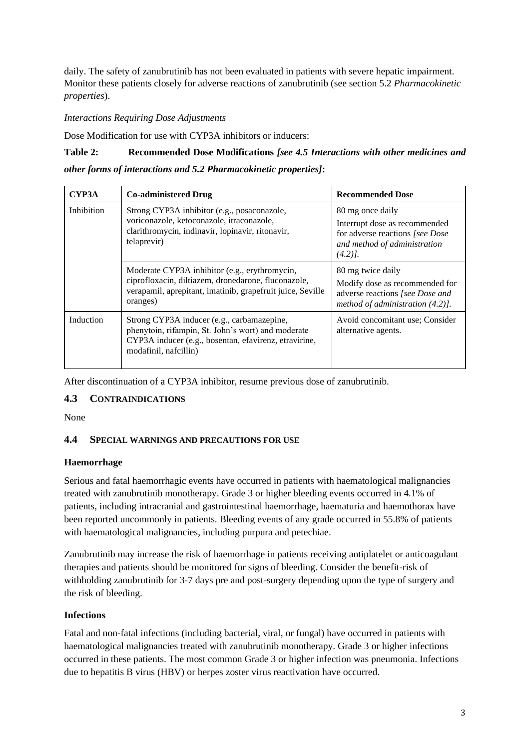daily. The safety of zanubrutinib has not been evaluated in patients with severe hepatic impairment. Monitor these patients closely for adverse reactions of zanubrutinib (see section 5.2 *Pharmacokinetic properties*).

*Interactions Requiring Dose Adjustments*

Dose Modification for use with CYP3A inhibitors or inducers:

**Table 2: Recommended Dose Modifications** ***[see 4.5 Interactions with other medicines and other forms of interactions and 5.2 Pharmacokinetic properties]*****:**

| CYP3A | Co-administered Drug | Recommended Dose |
|---|---|---|
| Inhibition | Strong CYP3A inhibitor (e.g., posaconazole, voriconazole, ketoconazole, itraconazole, clarithromycin, indinavir, lopinavir, ritonavir, telaprevir) | 80 mg once daily<br>Interrupt dose as recommended for adverse reactions *[see Dose and method of administration (4.2)]*. |
| | Moderate CYP3A inhibitor (e.g., erythromycin, ciprofloxacin, diltiazem, dronedarone, fluconazole, verapamil, aprepitant, imatinib, grapefruit juice, Seville oranges) | 80 mg twice daily<br>Modify dose as recommended for adverse reactions *[see Dose and method of administration (4.2)]*. |
| Induction | Strong CYP3A inducer (e.g., carbamazepine, phenytoin, rifampin, St. John's wort) and moderate CYP3A inducer (e.g., bosentan, efavirenz, etravirine, modafinil, nafcillin) | Avoid concomitant use; Consider alternative agents. |

After discontinuation of a CYP3A inhibitor, resume previous dose of zanubrutinib.

## 4.3 CONTRAINDICATIONS

None

## 4.4 SPECIAL WARNINGS AND PRECAUTIONS FOR USE

### Haemorrhage

Serious and fatal haemorrhagic events have occurred in patients with haematological malignancies treated with zanubrutinib monotherapy. Grade 3 or higher bleeding events occurred in 4.1% of patients, including intracranial and gastrointestinal haemorrhage, haematuria and haemothorax have been reported uncommonly in patients. Bleeding events of any grade occurred in 55.8% of patients with haematological malignancies, including purpura and petechiae.

Zanubrutinib may increase the risk of haemorrhage in patients receiving antiplatelet or anticoagulant therapies and patients should be monitored for signs of bleeding. Consider the benefit-risk of withholding zanubrutinib for 3-7 days pre and post-surgery depending upon the type of surgery and the risk of bleeding.

### Infections

Fatal and non-fatal infections (including bacterial, viral, or fungal) have occurred in patients with haematological malignancies treated with zanubrutinib monotherapy. Grade 3 or higher infections occurred in these patients. The most common Grade 3 or higher infection was pneumonia. Infections due to hepatitis B virus (HBV) or herpes zoster virus reactivation have occurred.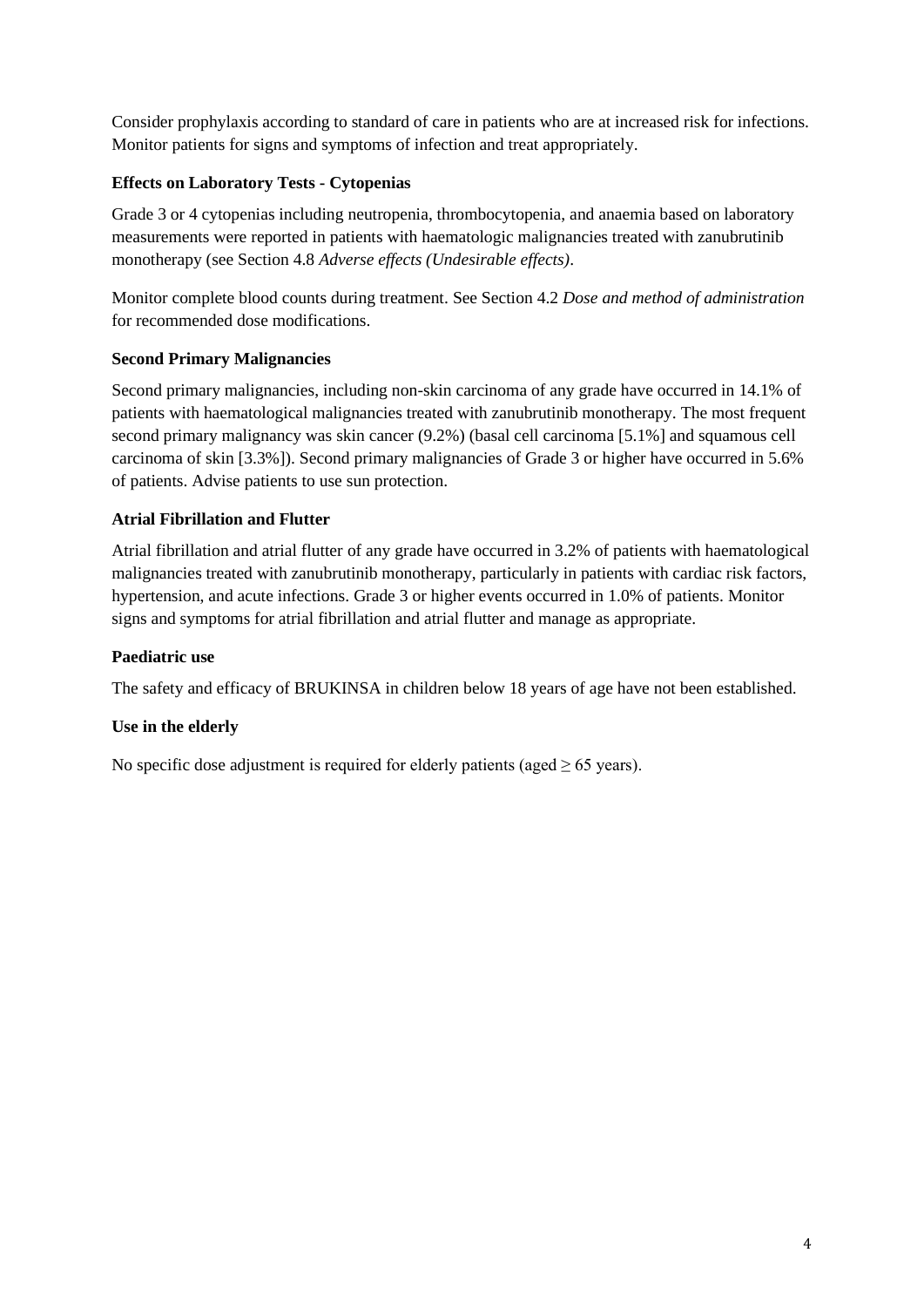Consider prophylaxis according to standard of care in patients who are at increased risk for infections. Monitor patients for signs and symptoms of infection and treat appropriately.

**Effects on Laboratory Tests - Cytopenias**

Grade 3 or 4 cytopenias including neutropenia, thrombocytopenia, and anaemia based on laboratory measurements were reported in patients with haematologic malignancies treated with zanubrutinib monotherapy (see Section 4.8 *Adverse effects (Undesirable effects)*.

Monitor complete blood counts during treatment. See Section 4.2 *Dose and method of administration* for recommended dose modifications.

**Second Primary Malignancies**

Second primary malignancies, including non-skin carcinoma of any grade have occurred in 14.1% of patients with haematological malignancies treated with zanubrutinib monotherapy. The most frequent second primary malignancy was skin cancer (9.2%) (basal cell carcinoma [5.1%] and squamous cell carcinoma of skin [3.3%]). Second primary malignancies of Grade 3 or higher have occurred in 5.6% of patients. Advise patients to use sun protection.

**Atrial Fibrillation and Flutter**

Atrial fibrillation and atrial flutter of any grade have occurred in 3.2% of patients with haematological malignancies treated with zanubrutinib monotherapy, particularly in patients with cardiac risk factors, hypertension, and acute infections. Grade 3 or higher events occurred in 1.0% of patients. Monitor signs and symptoms for atrial fibrillation and atrial flutter and manage as appropriate.

**Paediatric use**

The safety and efficacy of BRUKINSA in children below 18 years of age have not been established.

**Use in the elderly**

No specific dose adjustment is required for elderly patients (aged ≥ 65 years).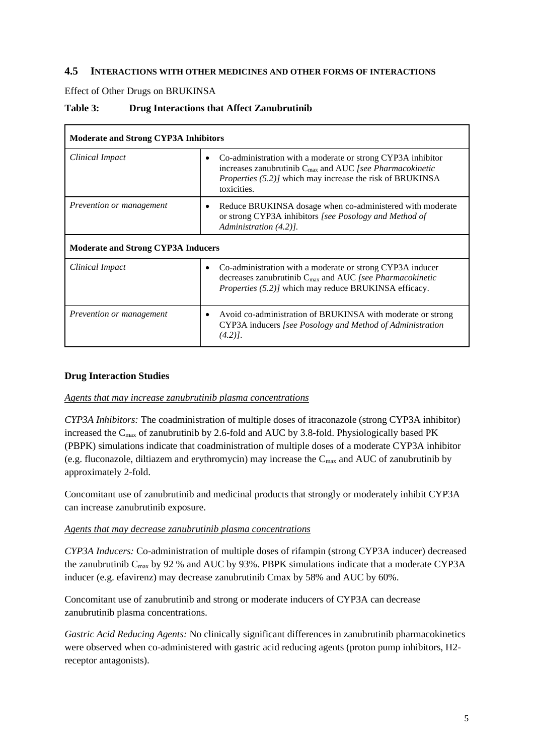## 4.5 INTERACTIONS WITH OTHER MEDICINES AND OTHER FORMS OF INTERACTIONS

Effect of Other Drugs on BRUKINSA

**Table 3: Drug Interactions that Affect Zanubrutinib**

| **Moderate and Strong CYP3A Inhibitors** | |
|---|---|
| *Clinical Impact* | • Co-administration with a moderate or strong CYP3A inhibitor increases zanubrutinib $C_{max}$ and AUC *[see Pharmacokinetic Properties (5.2)]* which may increase the risk of BRUKINSA toxicities. |
| *Prevention or management* | • Reduce BRUKINSA dosage when co-administered with moderate or strong CYP3A inhibitors *[see Posology and Method of Administration (4.2)].* |
| **Moderate and Strong CYP3A Inducers** | |
| *Clinical Impact* | • Co-administration with a moderate or strong CYP3A inducer decreases zanubrutinib $C_{max}$ and AUC *[see Pharmacokinetic Properties (5.2)]* which may reduce BRUKINSA efficacy. |
| *Prevention or management* | • Avoid co-administration of BRUKINSA with moderate or strong CYP3A inducers *[see Posology and Method of Administration (4.2)].* |

**Drug Interaction Studies**

*Agents that may increase zanubrutinib plasma concentrations*

*CYP3A Inhibitors:* The coadministration of multiple doses of itraconazole (strong CYP3A inhibitor) increased the $C_{max}$ of zanubrutinib by 2.6-fold and AUC by 3.8-fold. Physiologically based PK (PBPK) simulations indicate that coadministration of multiple doses of a moderate CYP3A inhibitor (e.g. fluconazole, diltiazem and erythromycin) may increase the $C_{max}$ and AUC of zanubrutinib by approximately 2-fold.

Concomitant use of zanubrutinib and medicinal products that strongly or moderately inhibit CYP3A can increase zanubrutinib exposure.

*Agents that may decrease zanubrutinib plasma concentrations*

*CYP3A Inducers:* Co-administration of multiple doses of rifampin (strong CYP3A inducer) decreased the zanubrutinib $C_{max}$ by 92 % and AUC by 93%. PBPK simulations indicate that a moderate CYP3A inducer (e.g. efavirenz) may decrease zanubrutinib Cmax by 58% and AUC by 60%.

Concomitant use of zanubrutinib and strong or moderate inducers of CYP3A can decrease zanubrutinib plasma concentrations.

*Gastric Acid Reducing Agents:* No clinically significant differences in zanubrutinib pharmacokinetics were observed when co-administered with gastric acid reducing agents (proton pump inhibitors, H2-receptor antagonists).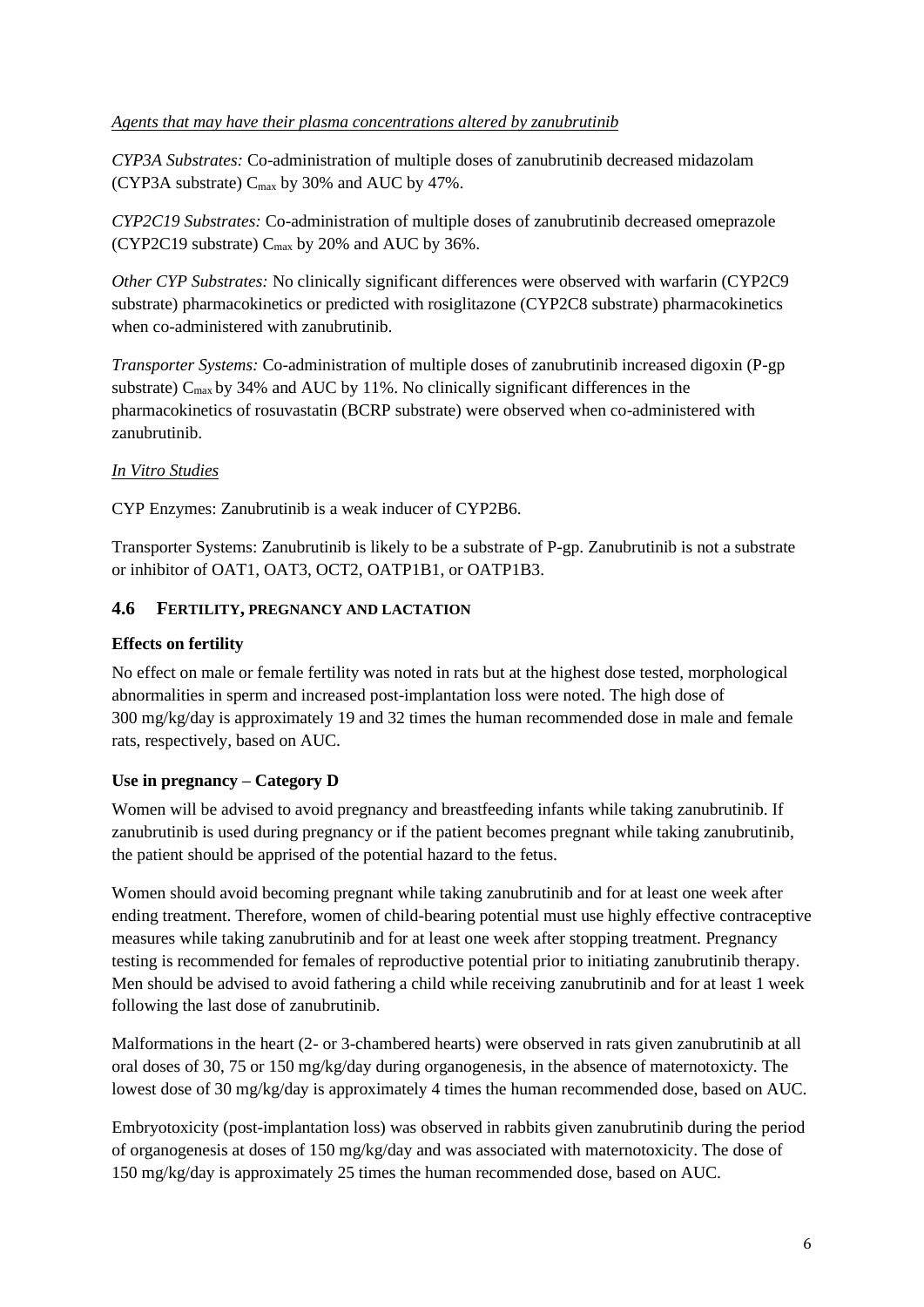*Agents that may have their plasma concentrations altered by zanubrutinib*

*CYP3A Substrates:* Co-administration of multiple doses of zanubrutinib decreased midazolam (CYP3A substrate) $C_{max}$ by 30% and AUC by 47%.

*CYP2C19 Substrates:* Co-administration of multiple doses of zanubrutinib decreased omeprazole (CYP2C19 substrate) $C_{max}$ by 20% and AUC by 36%.

*Other CYP Substrates:* No clinically significant differences were observed with warfarin (CYP2C9 substrate) pharmacokinetics or predicted with rosiglitazone (CYP2C8 substrate) pharmacokinetics when co-administered with zanubrutinib.

*Transporter Systems:* Co-administration of multiple doses of zanubrutinib increased digoxin (P-gp substrate) $C_{max}$ by 34% and AUC by 11%. No clinically significant differences in the pharmacokinetics of rosuvastatin (BCRP substrate) were observed when co-administered with zanubrutinib.

*In Vitro Studies*

CYP Enzymes: Zanubrutinib is a weak inducer of CYP2B6.

Transporter Systems: Zanubrutinib is likely to be a substrate of P-gp. Zanubrutinib is not a substrate or inhibitor of OAT1, OAT3, OCT2, OATP1B1, or OATP1B3.

## 4.6 Fertility, pregnancy and lactation

**Effects on fertility**

No effect on male or female fertility was noted in rats but at the highest dose tested, morphological abnormalities in sperm and increased post-implantation loss were noted. The high dose of 300 mg/kg/day is approximately 19 and 32 times the human recommended dose in male and female rats, respectively, based on AUC.

**Use in pregnancy – Category D**

Women will be advised to avoid pregnancy and breastfeeding infants while taking zanubrutinib. If zanubrutinib is used during pregnancy or if the patient becomes pregnant while taking zanubrutinib, the patient should be apprised of the potential hazard to the fetus.

Women should avoid becoming pregnant while taking zanubrutinib and for at least one week after ending treatment. Therefore, women of child-bearing potential must use highly effective contraceptive measures while taking zanubrutinib and for at least one week after stopping treatment. Pregnancy testing is recommended for females of reproductive potential prior to initiating zanubrutinib therapy. Men should be advised to avoid fathering a child while receiving zanubrutinib and for at least 1 week following the last dose of zanubrutinib.

Malformations in the heart (2- or 3-chambered hearts) were observed in rats given zanubrutinib at all oral doses of 30, 75 or 150 mg/kg/day during organogenesis, in the absence of maternotoxicty. The lowest dose of 30 mg/kg/day is approximately 4 times the human recommended dose, based on AUC.

Embryotoxicity (post-implantation loss) was observed in rabbits given zanubrutinib during the period of organogenesis at doses of 150 mg/kg/day and was associated with maternotoxicity. The dose of 150 mg/kg/day is approximately 25 times the human recommended dose, based on AUC.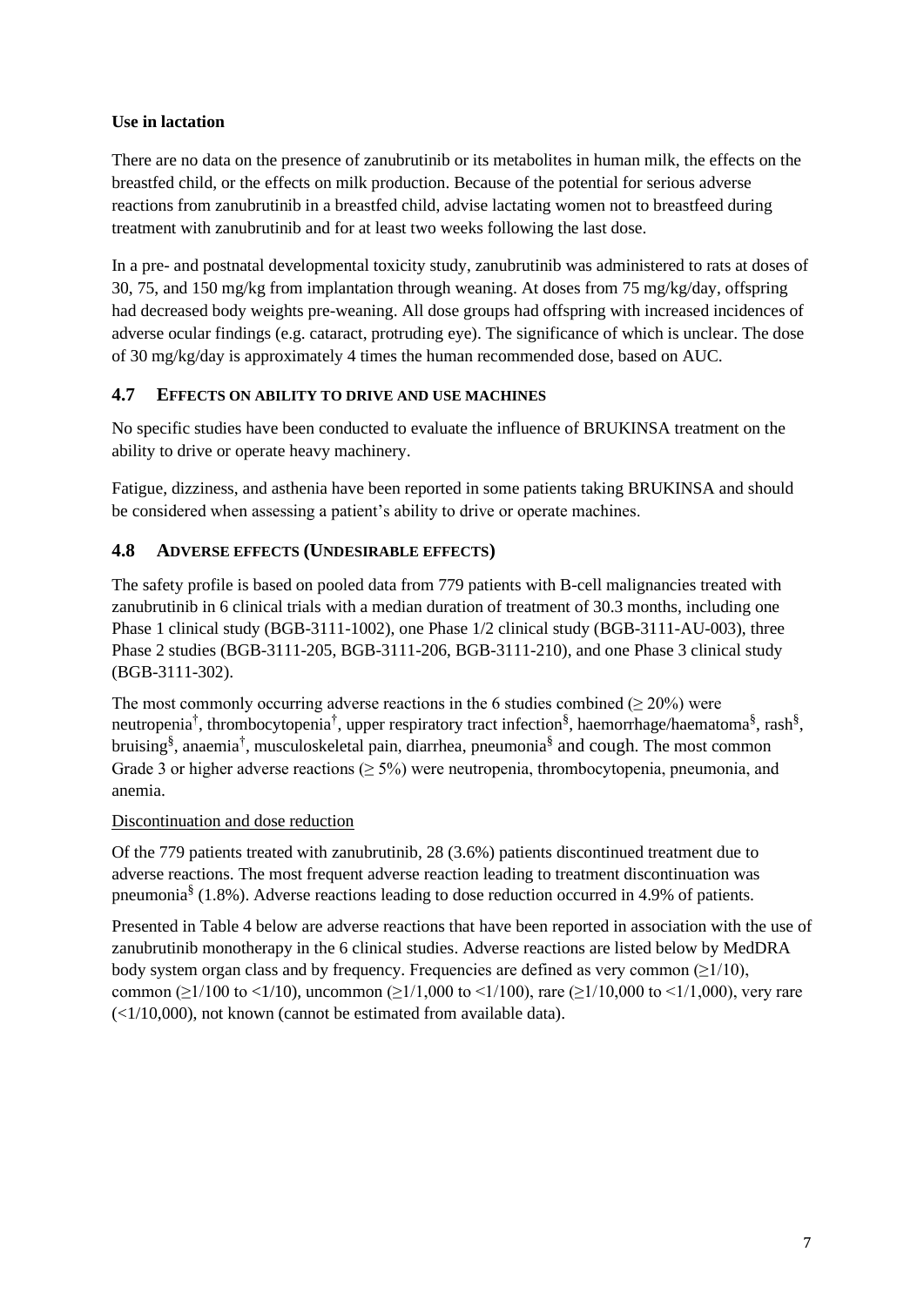**Use in lactation**

There are no data on the presence of zanubrutinib or its metabolites in human milk, the effects on the breastfed child, or the effects on milk production. Because of the potential for serious adverse reactions from zanubrutinib in a breastfed child, advise lactating women not to breastfeed during treatment with zanubrutinib and for at least two weeks following the last dose.

In a pre- and postnatal developmental toxicity study, zanubrutinib was administered to rats at doses of 30, 75, and 150 mg/kg from implantation through weaning. At doses from 75 mg/kg/day, offspring had decreased body weights pre-weaning. All dose groups had offspring with increased incidences of adverse ocular findings (e.g. cataract, protruding eye). The significance of which is unclear. The dose of 30 mg/kg/day is approximately 4 times the human recommended dose, based on AUC.

## 4.7 EFFECTS ON ABILITY TO DRIVE AND USE MACHINES

No specific studies have been conducted to evaluate the influence of BRUKINSA treatment on the ability to drive or operate heavy machinery.

Fatigue, dizziness, and asthenia have been reported in some patients taking BRUKINSA and should be considered when assessing a patient's ability to drive or operate machines.

## 4.8 ADVERSE EFFECTS (UNDESIRABLE EFFECTS)

The safety profile is based on pooled data from 779 patients with B-cell malignancies treated with zanubrutinib in 6 clinical trials with a median duration of treatment of 30.3 months, including one Phase 1 clinical study (BGB-3111-1002), one Phase 1/2 clinical study (BGB-3111-AU-003), three Phase 2 studies (BGB-3111-205, BGB-3111-206, BGB-3111-210), and one Phase 3 clinical study (BGB-3111-302).

The most commonly occurring adverse reactions in the 6 studies combined (≥ 20%) were neutropenia[†], thrombocytopenia[†], upper respiratory tract infection[§], haemorrhage/haematoma[§], rash[§], bruising[§], anaemia[†], musculoskeletal pain, diarrhea, pneumonia[§] and cough. The most common Grade 3 or higher adverse reactions (≥ 5%) were neutropenia, thrombocytopenia, pneumonia, and anemia.

Discontinuation and dose reduction

Of the 779 patients treated with zanubrutinib, 28 (3.6%) patients discontinued treatment due to adverse reactions. The most frequent adverse reaction leading to treatment discontinuation was pneumonia[§] (1.8%). Adverse reactions leading to dose reduction occurred in 4.9% of patients.

Presented in Table 4 below are adverse reactions that have been reported in association with the use of zanubrutinib monotherapy in the 6 clinical studies. Adverse reactions are listed below by MedDRA body system organ class and by frequency. Frequencies are defined as very common (≥1/10), common (≥1/100 to <1/10), uncommon (≥1/1,000 to <1/100), rare (≥1/10,000 to <1/1,000), very rare (<1/10,000), not known (cannot be estimated from available data).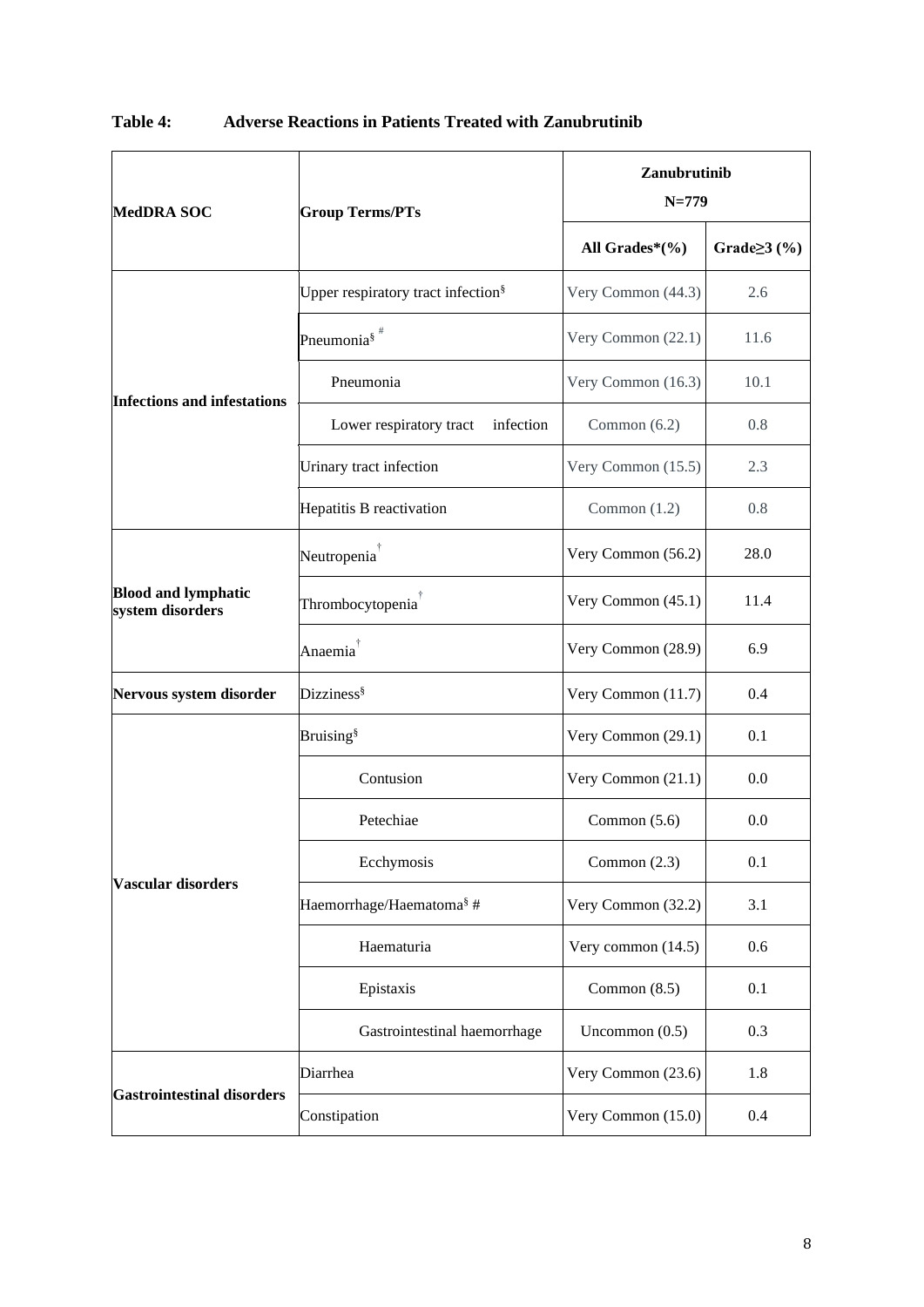**Table 4: Adverse Reactions in Patients Treated with Zanubrutinib**

| MedDRA SOC | Group Terms/PTs | Zanubrutinib N=779 | |
|---|---|---|---|
| | | All Grades*(%) | Grade≥3 (%) |
| **Infections and infestations** | Upper respiratory tract infection§ | Very Common (44.3) | 2.6 |
| | Pneumonia§ # | Very Common (22.1) | 11.6 |
| | Pneumonia | Very Common (16.3) | 10.1 |
| | Lower respiratory tract infection | Common (6.2) | 0.8 |
| | Urinary tract infection | Very Common (15.5) | 2.3 |
| | Hepatitis B reactivation | Common (1.2) | 0.8 |
| **Blood and lymphatic system disorders** | Neutropenia† | Very Common (56.2) | 28.0 |
| | Thrombocytopenia† | Very Common (45.1) | 11.4 |
| | Anaemia† | Very Common (28.9) | 6.9 |
| **Nervous system disorder** | Dizziness§ | Very Common (11.7) | 0.4 |
| **Vascular disorders** | Bruising§ | Very Common (29.1) | 0.1 |
| | Contusion | Very Common (21.1) | 0.0 |
| | Petechiae | Common (5.6) | 0.0 |
| | Ecchymosis | Common (2.3) | 0.1 |
| | Haemorrhage/Haematoma§ # | Very Common (32.2) | 3.1 |
| | Haematuria | Very common (14.5) | 0.6 |
| | Epistaxis | Common (8.5) | 0.1 |
| | Gastrointestinal haemorrhage | Uncommon (0.5) | 0.3 |
| **Gastrointestinal disorders** | Diarrhea | Very Common (23.6) | 1.8 |
| | Constipation | Very Common (15.0) | 0.4 |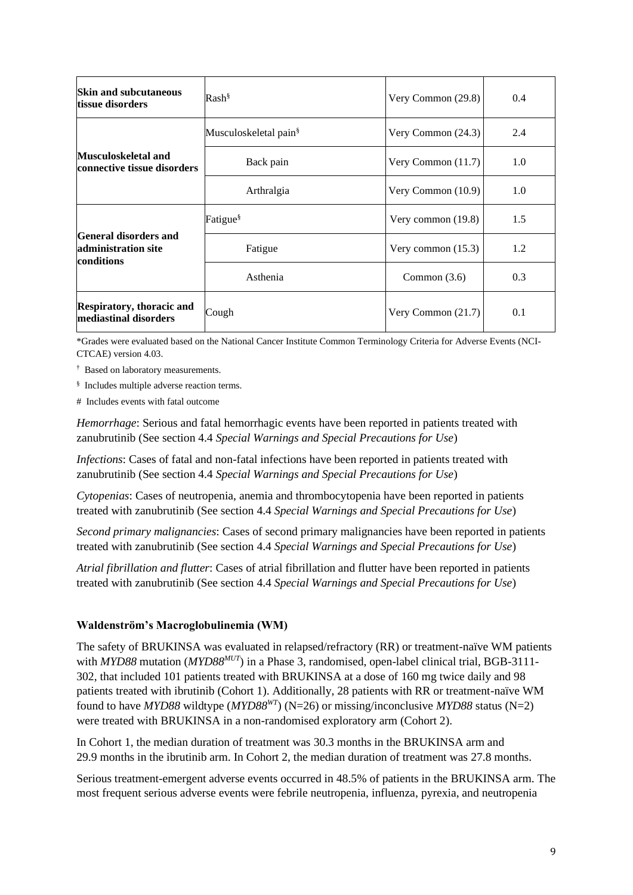| | | | |
|---|---|---|---|
| **Skin and subcutaneous tissue disorders** | Rash§ | Very Common (29.8) | 0.4 |
| **Musculoskeletal and connective tissue disorders** | Musculoskeletal pain§ | Very Common (24.3) | 2.4 |
| | Back pain | Very Common (11.7) | 1.0 |
| | Arthralgia | Very Common (10.9) | 1.0 |
| **General disorders and administration site conditions** | Fatigue§ | Very common (19.8) | 1.5 |
| | Fatigue | Very common (15.3) | 1.2 |
| | Asthenia | Common (3.6) | 0.3 |
| **Respiratory, thoracic and mediastinal disorders** | Cough | Very Common (21.7) | 0.1 |

*Grades were evaluated based on the National Cancer Institute Common Terminology Criteria for Adverse Events (NCI-CTCAE) version 4.03.

† Based on laboratory measurements.

§ Includes multiple adverse reaction terms.

# Includes events with fatal outcome

*Hemorrhage*: Serious and fatal hemorrhagic events have been reported in patients treated with zanubrutinib (See section 4.4 *Special Warnings and Special Precautions for Use*)

*Infections*: Cases of fatal and non-fatal infections have been reported in patients treated with zanubrutinib (See section 4.4 *Special Warnings and Special Precautions for Use*)

*Cytopenias*: Cases of neutropenia, anemia and thrombocytopenia have been reported in patients treated with zanubrutinib (See section 4.4 *Special Warnings and Special Precautions for Use*)

*Second primary malignancies*: Cases of second primary malignancies have been reported in patients treated with zanubrutinib (See section 4.4 *Special Warnings and Special Precautions for Use*)

*Atrial fibrillation and flutter*: Cases of atrial fibrillation and flutter have been reported in patients treated with zanubrutinib (See section 4.4 *Special Warnings and Special Precautions for Use*)

**Waldenström's Macroglobulinemia (WM)**

The safety of BRUKINSA was evaluated in relapsed/refractory (RR) or treatment-naïve WM patients with *MYD88* mutation (*MYD88*$^{MUT}$) in a Phase 3, randomised, open-label clinical trial, BGB-3111-302, that included 101 patients treated with BRUKINSA at a dose of 160 mg twice daily and 98 patients treated with ibrutinib (Cohort 1). Additionally, 28 patients with RR or treatment-naïve WM found to have *MYD88* wildtype (*MYD88*$^{WT}$) (N=26) or missing/inconclusive *MYD88* status (N=2) were treated with BRUKINSA in a non-randomised exploratory arm (Cohort 2).

In Cohort 1, the median duration of treatment was 30.3 months in the BRUKINSA arm and 29.9 months in the ibrutinib arm. In Cohort 2, the median duration of treatment was 27.8 months.

Serious treatment-emergent adverse events occurred in 48.5% of patients in the BRUKINSA arm. The most frequent serious adverse events were febrile neutropenia, influenza, pyrexia, and neutropenia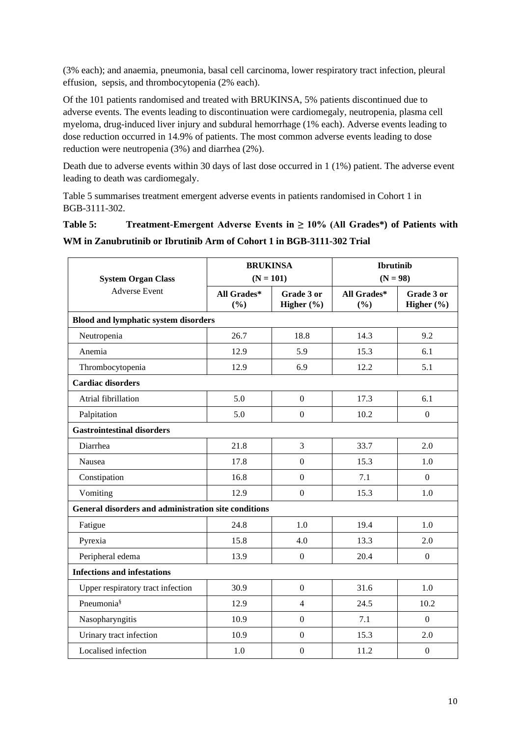(3% each); and anaemia, pneumonia, basal cell carcinoma, lower respiratory tract infection, pleural effusion, sepsis, and thrombocytopenia (2% each).

Of the 101 patients randomised and treated with BRUKINSA, 5% patients discontinued due to adverse events. The events leading to discontinuation were cardiomegaly, neutropenia, plasma cell myeloma, drug-induced liver injury and subdural hemorrhage (1% each). Adverse events leading to dose reduction occurred in 14.9% of patients. The most common adverse events leading to dose reduction were neutropenia (3%) and diarrhea (2%).

Death due to adverse events within 30 days of last dose occurred in 1 (1%) patient. The adverse event leading to death was cardiomegaly.

Table 5 summarises treatment emergent adverse events in patients randomised in Cohort 1 in BGB-3111-302.

**Table 5: Treatment-Emergent Adverse Events in ≥ 10% (All Grades*) of Patients with WM in Zanubrutinib or Ibrutinib Arm of Cohort 1 in BGB-3111-302 Trial**

| **System Organ Class** Adverse Event | **BRUKINSA (N = 101)** | | **Ibrutinib (N = 98)** | |
|---|---|---|---|---|
| | **All Grades* (%)** | **Grade 3 or Higher (%)** | **All Grades* (%)** | **Grade 3 or Higher (%)** |
| **Blood and lymphatic system disorders** | | | | |
| Neutropenia | 26.7 | 18.8 | 14.3 | 9.2 |
| Anemia | 12.9 | 5.9 | 15.3 | 6.1 |
| Thrombocytopenia | 12.9 | 6.9 | 12.2 | 5.1 |
| **Cardiac disorders** | | | | |
| Atrial fibrillation | 5.0 | 0 | 17.3 | 6.1 |
| Palpitation | 5.0 | 0 | 10.2 | 0 |
| **Gastrointestinal disorders** | | | | |
| Diarrhea | 21.8 | 3 | 33.7 | 2.0 |
| Nausea | 17.8 | 0 | 15.3 | 1.0 |
| Constipation | 16.8 | 0 | 7.1 | 0 |
| Vomiting | 12.9 | 0 | 15.3 | 1.0 |
| **General disorders and administration site conditions** | | | | |
| Fatigue | 24.8 | 1.0 | 19.4 | 1.0 |
| Pyrexia | 15.8 | 4.0 | 13.3 | 2.0 |
| Peripheral edema | 13.9 | 0 | 20.4 | 0 |
| **Infections and infestations** | | | | |
| Upper respiratory tract infection | 30.9 | 0 | 31.6 | 1.0 |
| Pneumonia[§] | 12.9 | 4 | 24.5 | 10.2 |
| Nasopharyngitis | 10.9 | 0 | 7.1 | 0 |
| Urinary tract infection | 10.9 | 0 | 15.3 | 2.0 |
| Localised infection | 1.0 | 0 | 11.2 | 0 |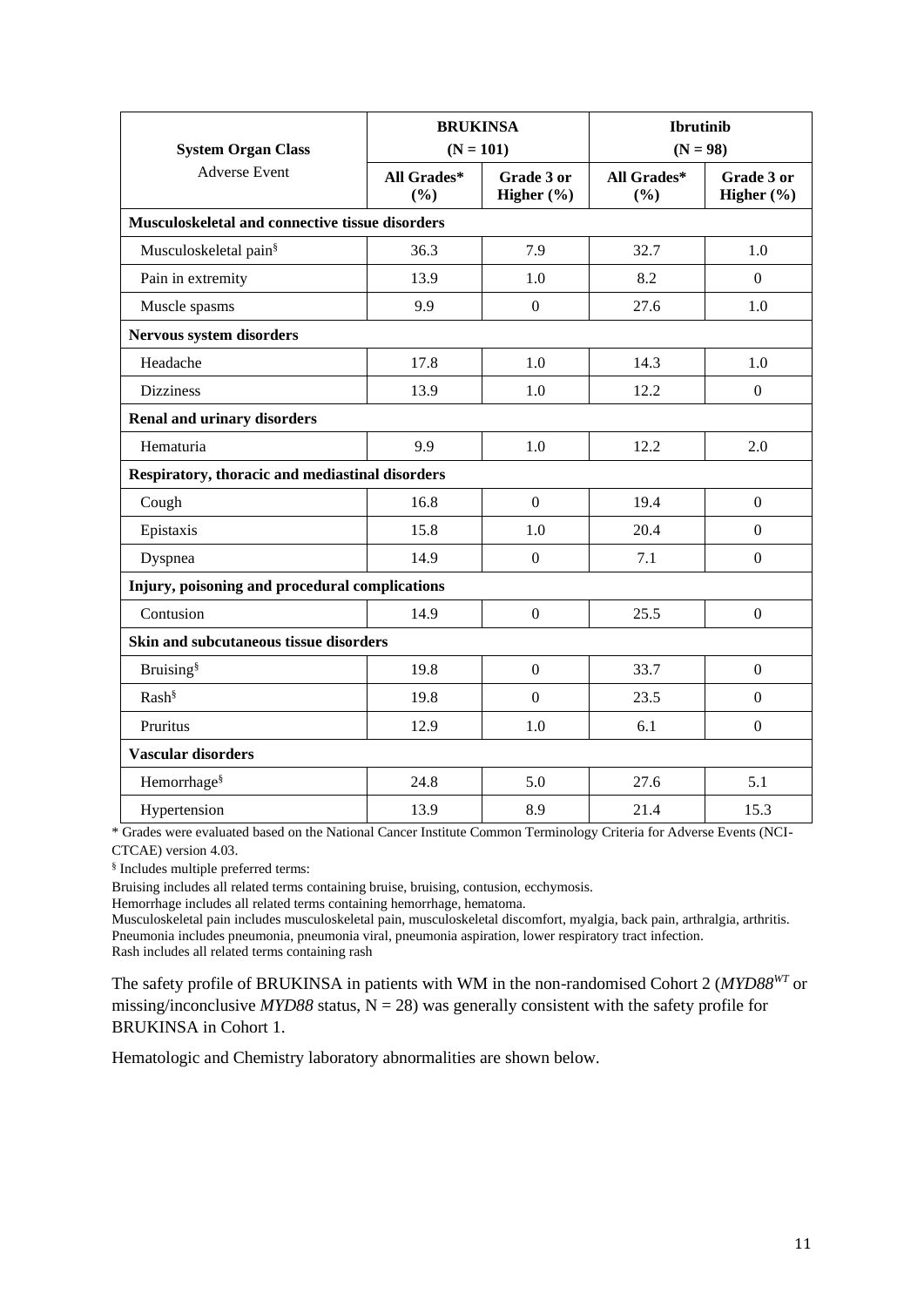| System Organ Class<br>Adverse Event | BRUKINSA (N = 101) | | Ibrutinib (N = 98) | |
|---|---|---|---|---|
| | All Grades* (%) | Grade 3 or Higher (%) | All Grades* (%) | Grade 3 or Higher (%) |
| **Musculoskeletal and connective tissue disorders** | | | | |
| Musculoskeletal pain§ | 36.3 | 7.9 | 32.7 | 1.0 |
| Pain in extremity | 13.9 | 1.0 | 8.2 | 0 |
| Muscle spasms | 9.9 | 0 | 27.6 | 1.0 |
| **Nervous system disorders** | | | | |
| Headache | 17.8 | 1.0 | 14.3 | 1.0 |
| Dizziness | 13.9 | 1.0 | 12.2 | 0 |
| **Renal and urinary disorders** | | | | |
| Hematuria | 9.9 | 1.0 | 12.2 | 2.0 |
| **Respiratory, thoracic and mediastinal disorders** | | | | |
| Cough | 16.8 | 0 | 19.4 | 0 |
| Epistaxis | 15.8 | 1.0 | 20.4 | 0 |
| Dyspnea | 14.9 | 0 | 7.1 | 0 |
| **Injury, poisoning and procedural complications** | | | | |
| Contusion | 14.9 | 0 | 25.5 | 0 |
| **Skin and subcutaneous tissue disorders** | | | | |
| Bruising§ | 19.8 | 0 | 33.7 | 0 |
| Rash§ | 19.8 | 0 | 23.5 | 0 |
| Pruritus | 12.9 | 1.0 | 6.1 | 0 |
| **Vascular disorders** | | | | |
| Hemorrhage§ | 24.8 | 5.0 | 27.6 | 5.1 |
| Hypertension | 13.9 | 8.9 | 21.4 | 15.3 |

* Grades were evaluated based on the National Cancer Institute Common Terminology Criteria for Adverse Events (NCI-CTCAE) version 4.03.

§ Includes multiple preferred terms:

Bruising includes all related terms containing bruise, bruising, contusion, ecchymosis.
Hemorrhage includes all related terms containing hemorrhage, hematoma.
Musculoskeletal pain includes musculoskeletal pain, musculoskeletal discomfort, myalgia, back pain, arthralgia, arthritis.
Pneumonia includes pneumonia, pneumonia viral, pneumonia aspiration, lower respiratory tract infection.
Rash includes all related terms containing rash

The safety profile of BRUKINSA in patients with WM in the non-randomised Cohort 2 (*MYD88$^{WT}$* or missing/inconclusive *MYD88* status, N = 28) was generally consistent with the safety profile for BRUKINSA in Cohort 1.

Hematologic and Chemistry laboratory abnormalities are shown below.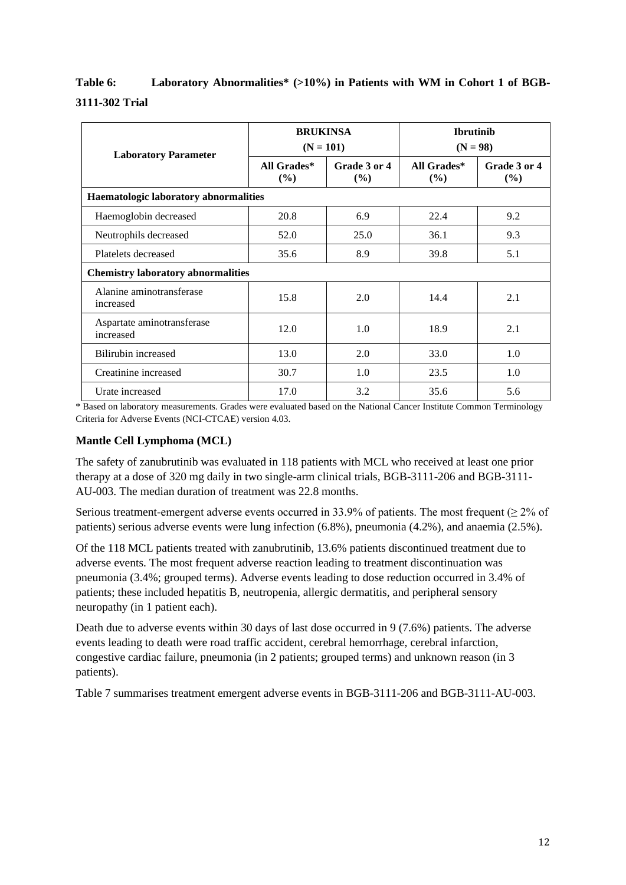**Table 6: Laboratory Abnormalities* (>10%) in Patients with WM in Cohort 1 of BGB-3111-302 Trial**

| Laboratory Parameter | BRUKINSA (N = 101) | | Ibrutinib (N = 98) | |
|---|---|---|---|---|
| | All Grades* (%) | Grade 3 or 4 (%) | All Grades* (%) | Grade 3 or 4 (%) |
| **Haematologic laboratory abnormalities** | | | | |
| Haemoglobin decreased | 20.8 | 6.9 | 22.4 | 9.2 |
| Neutrophils decreased | 52.0 | 25.0 | 36.1 | 9.3 |
| Platelets decreased | 35.6 | 8.9 | 39.8 | 5.1 |
| **Chemistry laboratory abnormalities** | | | | |
| Alanine aminotransferase increased | 15.8 | 2.0 | 14.4 | 2.1 |
| Aspartate aminotransferase increased | 12.0 | 1.0 | 18.9 | 2.1 |
| Bilirubin increased | 13.0 | 2.0 | 33.0 | 1.0 |
| Creatinine increased | 30.7 | 1.0 | 23.5 | 1.0 |
| Urate increased | 17.0 | 3.2 | 35.6 | 5.6 |

* Based on laboratory measurements. Grades were evaluated based on the National Cancer Institute Common Terminology Criteria for Adverse Events (NCI-CTCAE) version 4.03.

### Mantle Cell Lymphoma (MCL)

The safety of zanubrutinib was evaluated in 118 patients with MCL who received at least one prior therapy at a dose of 320 mg daily in two single-arm clinical trials, BGB-3111-206 and BGB-3111-AU-003. The median duration of treatment was 22.8 months.

Serious treatment-emergent adverse events occurred in 33.9% of patients. The most frequent (≥ 2% of patients) serious adverse events were lung infection (6.8%), pneumonia (4.2%), and anaemia (2.5%).

Of the 118 MCL patients treated with zanubrutinib, 13.6% patients discontinued treatment due to adverse events. The most frequent adverse reaction leading to treatment discontinuation was pneumonia (3.4%; grouped terms). Adverse events leading to dose reduction occurred in 3.4% of patients; these included hepatitis B, neutropenia, allergic dermatitis, and peripheral sensory neuropathy (in 1 patient each).

Death due to adverse events within 30 days of last dose occurred in 9 (7.6%) patients. The adverse events leading to death were road traffic accident, cerebral hemorrhage, cerebral infarction, congestive cardiac failure, pneumonia (in 2 patients; grouped terms) and unknown reason (in 3 patients).

Table 7 summarises treatment emergent adverse events in BGB-3111-206 and BGB-3111-AU-003.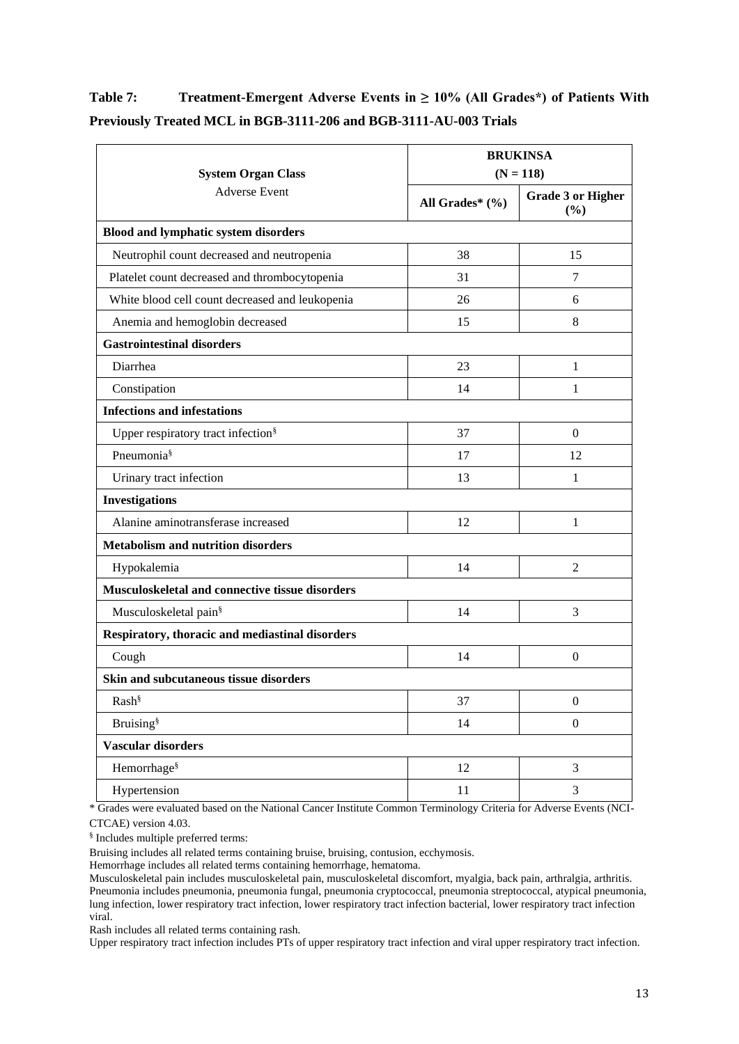**Table 7: Treatment-Emergent Adverse Events in ≥ 10% (All Grades*) of Patients With Previously Treated MCL in BGB-3111-206 and BGB-3111-AU-003 Trials**

| **System Organ Class**<br>Adverse Event | **BRUKINSA (N = 118)** | |
|---|---|---|
| | **All Grades* (%)** | **Grade 3 or Higher (%)** |
| **Blood and lymphatic system disorders** | | |
| Neutrophil count decreased and neutropenia | 38 | 15 |
| Platelet count decreased and thrombocytopenia | 31 | 7 |
| White blood cell count decreased and leukopenia | 26 | 6 |
| Anemia and hemoglobin decreased | 15 | 8 |
| **Gastrointestinal disorders** | | |
| Diarrhea | 23 | 1 |
| Constipation | 14 | 1 |
| **Infections and infestations** | | |
| Upper respiratory tract infection§ | 37 | 0 |
| Pneumonia§ | 17 | 12 |
| Urinary tract infection | 13 | 1 |
| **Investigations** | | |
| Alanine aminotransferase increased | 12 | 1 |
| **Metabolism and nutrition disorders** | | |
| Hypokalemia | 14 | 2 |
| **Musculoskeletal and connective tissue disorders** | | |
| Musculoskeletal pain§ | 14 | 3 |
| **Respiratory, thoracic and mediastinal disorders** | | |
| Cough | 14 | 0 |
| **Skin and subcutaneous tissue disorders** | | |
| Rash§ | 37 | 0 |
| Bruising§ | 14 | 0 |
| **Vascular disorders** | | |
| Hemorrhage§ | 12 | 3 |
| Hypertension | 11 | 3 |

\* Grades were evaluated based on the National Cancer Institute Common Terminology Criteria for Adverse Events (NCI-CTCAE) version 4.03.

§ Includes multiple preferred terms:

Bruising includes all related terms containing bruise, bruising, contusion, ecchymosis.

Hemorrhage includes all related terms containing hemorrhage, hematoma.

Musculoskeletal pain includes musculoskeletal pain, musculoskeletal discomfort, myalgia, back pain, arthralgia, arthritis.

Pneumonia includes pneumonia, pneumonia fungal, pneumonia cryptococcal, pneumonia streptococcal, atypical pneumonia, lung infection, lower respiratory tract infection, lower respiratory tract infection bacterial, lower respiratory tract infection viral.

Rash includes all related terms containing rash.

Upper respiratory tract infection includes PTs of upper respiratory tract infection and viral upper respiratory tract infection.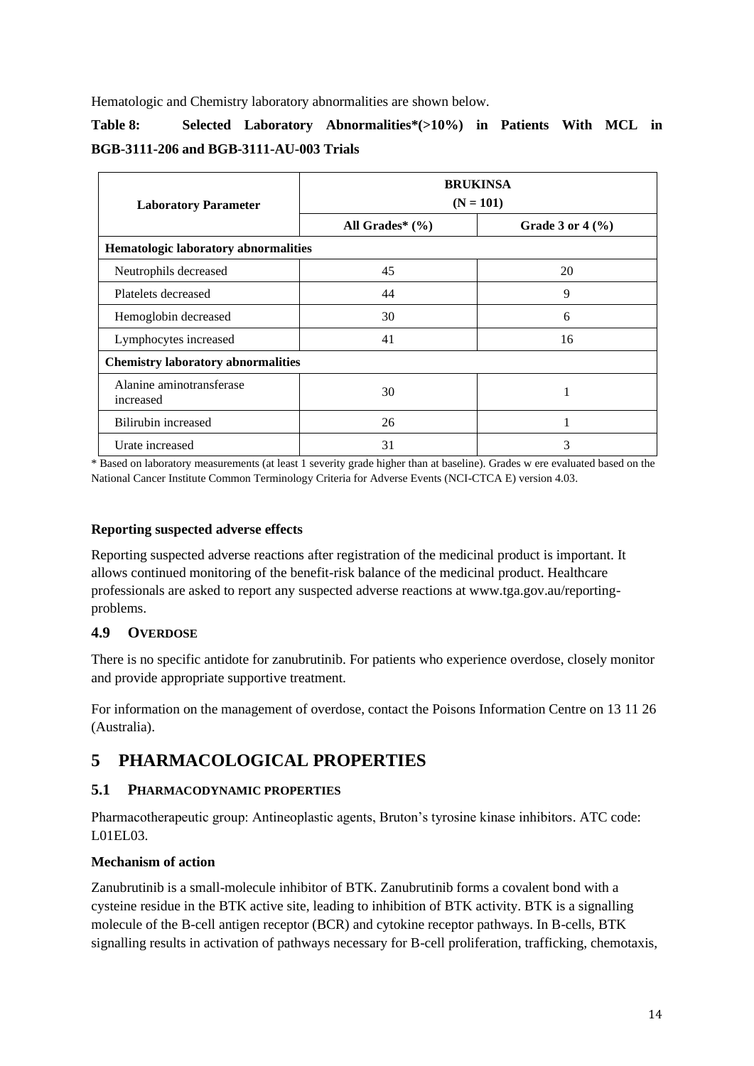Hematologic and Chemistry laboratory abnormalities are shown below.

**Table 8: Selected Laboratory Abnormalities*(>10%) in Patients With MCL in BGB-3111-206 and BGB-3111-AU-003 Trials**

| Laboratory Parameter | BRUKINSA (N = 101) | |
|---|---|---|
| | All Grades* (%) | Grade 3 or 4 (%) |
| **Hematologic laboratory abnormalities** | | |
| Neutrophils decreased | 45 | 20 |
| Platelets decreased | 44 | 9 |
| Hemoglobin decreased | 30 | 6 |
| Lymphocytes increased | 41 | 16 |
| **Chemistry laboratory abnormalities** | | |
| Alanine aminotransferase increased | 30 | 1 |
| Bilirubin increased | 26 | 1 |
| Urate increased | 31 | 3 |

* Based on laboratory measurements (at least 1 severity grade higher than at baseline). Grades w ere evaluated based on the National Cancer Institute Common Terminology Criteria for Adverse Events (NCI-CTCA E) version 4.03.

**Reporting suspected adverse effects**

Reporting suspected adverse reactions after registration of the medicinal product is important. It allows continued monitoring of the benefit-risk balance of the medicinal product. Healthcare professionals are asked to report any suspected adverse reactions at www.tga.gov.au/reporting-problems.

### 4.9 Overdose

There is no specific antidote for zanubrutinib. For patients who experience overdose, closely monitor and provide appropriate supportive treatment.

For information on the management of overdose, contact the Poisons Information Centre on 13 11 26 (Australia).

# 5 PHARMACOLOGICAL PROPERTIES

### 5.1 Pharmacodynamic properties

Pharmacotherapeutic group: Antineoplastic agents, Bruton's tyrosine kinase inhibitors. ATC code: L01EL03.

**Mechanism of action**

Zanubrutinib is a small-molecule inhibitor of BTK. Zanubrutinib forms a covalent bond with a cysteine residue in the BTK active site, leading to inhibition of BTK activity. BTK is a signalling molecule of the B-cell antigen receptor (BCR) and cytokine receptor pathways. In B-cells, BTK signalling results in activation of pathways necessary for B-cell proliferation, trafficking, chemotaxis,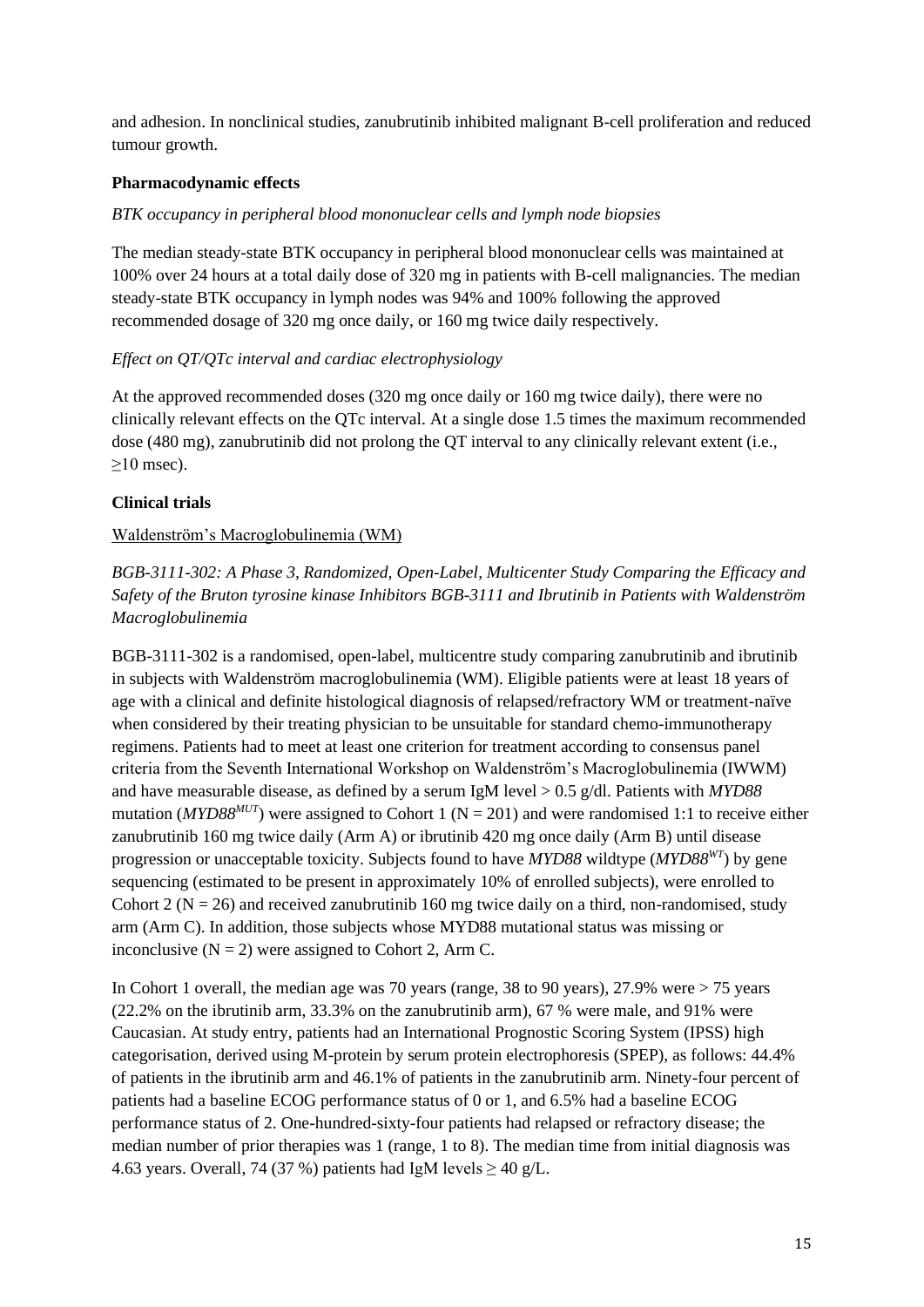and adhesion. In nonclinical studies, zanubrutinib inhibited malignant B-cell proliferation and reduced tumour growth.

**Pharmacodynamic effects**

*BTK occupancy in peripheral blood mononuclear cells and lymph node biopsies*

The median steady-state BTK occupancy in peripheral blood mononuclear cells was maintained at 100% over 24 hours at a total daily dose of 320 mg in patients with B-cell malignancies. The median steady-state BTK occupancy in lymph nodes was 94% and 100% following the approved recommended dosage of 320 mg once daily, or 160 mg twice daily respectively.

*Effect on QT/QTc interval and cardiac electrophysiology*

At the approved recommended doses (320 mg once daily or 160 mg twice daily), there were no clinically relevant effects on the QTc interval. At a single dose 1.5 times the maximum recommended dose (480 mg), zanubrutinib did not prolong the QT interval to any clinically relevant extent (i.e., ≥10 msec).

**Clinical trials**

Waldenström's Macroglobulinemia (WM)

*BGB-3111-302: A Phase 3, Randomized, Open-Label, Multicenter Study Comparing the Efficacy and Safety of the Bruton tyrosine kinase Inhibitors BGB-3111 and Ibrutinib in Patients with Waldenström Macroglobulinemia*

BGB-3111-302 is a randomised, open-label, multicentre study comparing zanubrutinib and ibrutinib in subjects with Waldenström macroglobulinemia (WM). Eligible patients were at least 18 years of age with a clinical and definite histological diagnosis of relapsed/refractory WM or treatment-naïve when considered by their treating physician to be unsuitable for standard chemo-immunotherapy regimens. Patients had to meet at least one criterion for treatment according to consensus panel criteria from the Seventh International Workshop on Waldenström's Macroglobulinemia (IWWM) and have measurable disease, as defined by a serum IgM level > 0.5 g/dl. Patients with *MYD88* mutation (*MYD88$^{MUT}$*) were assigned to Cohort 1 (N = 201) and were randomised 1:1 to receive either zanubrutinib 160 mg twice daily (Arm A) or ibrutinib 420 mg once daily (Arm B) until disease progression or unacceptable toxicity. Subjects found to have *MYD88* wildtype (*MYD88$^{WT}$*) by gene sequencing (estimated to be present in approximately 10% of enrolled subjects), were enrolled to Cohort 2 (N = 26) and received zanubrutinib 160 mg twice daily on a third, non-randomised, study arm (Arm C). In addition, those subjects whose MYD88 mutational status was missing or inconclusive (N = 2) were assigned to Cohort 2, Arm C.

In Cohort 1 overall, the median age was 70 years (range, 38 to 90 years), 27.9% were > 75 years (22.2% on the ibrutinib arm, 33.3% on the zanubrutinib arm), 67 % were male, and 91% were Caucasian. At study entry, patients had an International Prognostic Scoring System (IPSS) high categorisation, derived using M-protein by serum protein electrophoresis (SPEP), as follows: 44.4% of patients in the ibrutinib arm and 46.1% of patients in the zanubrutinib arm. Ninety-four percent of patients had a baseline ECOG performance status of 0 or 1, and 6.5% had a baseline ECOG performance status of 2. One-hundred-sixty-four patients had relapsed or refractory disease; the median number of prior therapies was 1 (range, 1 to 8). The median time from initial diagnosis was 4.63 years. Overall, 74 (37 %) patients had IgM levels ≥ 40 g/L.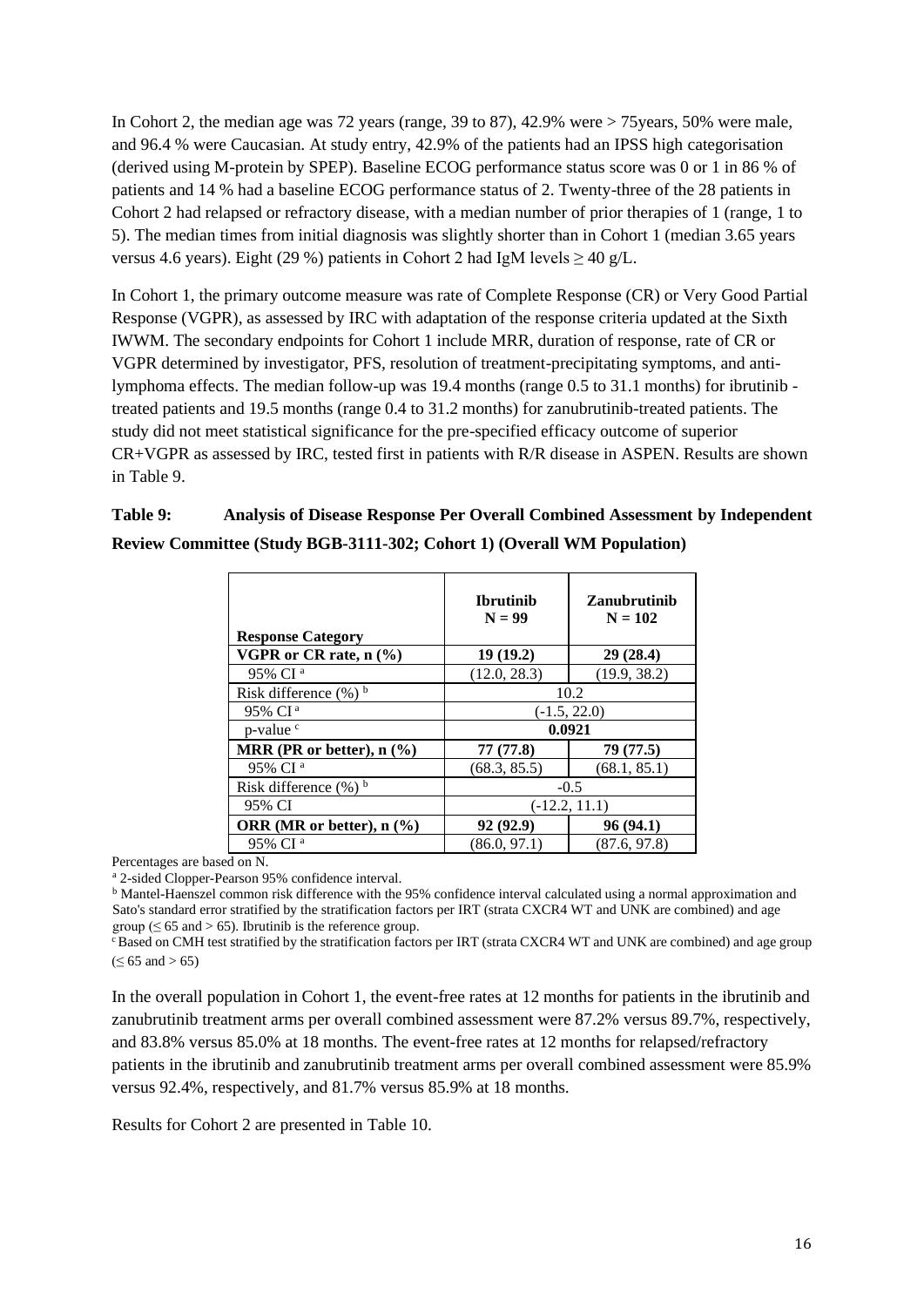In Cohort 2, the median age was 72 years (range, 39 to 87), 42.9% were > 75years, 50% were male, and 96.4 % were Caucasian. At study entry, 42.9% of the patients had an IPSS high categorisation (derived using M-protein by SPEP). Baseline ECOG performance status score was 0 or 1 in 86 % of patients and 14 % had a baseline ECOG performance status of 2. Twenty-three of the 28 patients in Cohort 2 had relapsed or refractory disease, with a median number of prior therapies of 1 (range, 1 to 5). The median times from initial diagnosis was slightly shorter than in Cohort 1 (median 3.65 years versus 4.6 years). Eight (29 %) patients in Cohort 2 had IgM levels ≥ 40 g/L.

In Cohort 1, the primary outcome measure was rate of Complete Response (CR) or Very Good Partial Response (VGPR), as assessed by IRC with adaptation of the response criteria updated at the Sixth IWWM. The secondary endpoints for Cohort 1 include MRR, duration of response, rate of CR or VGPR determined by investigator, PFS, resolution of treatment-precipitating symptoms, and anti-lymphoma effects. The median follow-up was 19.4 months (range 0.5 to 31.1 months) for ibrutinib - treated patients and 19.5 months (range 0.4 to 31.2 months) for zanubrutinib-treated patients. The study did not meet statistical significance for the pre-specified efficacy outcome of superior CR+VGPR as assessed by IRC, tested first in patients with R/R disease in ASPEN. Results are shown in Table 9.

**Table 9: Analysis of Disease Response Per Overall Combined Assessment by Independent Review Committee (Study BGB-3111-302; Cohort 1) (Overall WM Population)**

| Response Category | Ibrutinib N = 99 | Zanubrutinib N = 102 |
|---|---|---|
| **VGPR or CR rate, n (%)** | **19 (19.2)** | **29 (28.4)** |
| 95% CI [a] | (12.0, 28.3) | (19.9, 38.2) |
| Risk difference (%) [b] | 10.2 | |
| 95% CI [a] | (-1.5, 22.0) | |
| p-value [c] | **0.0921** | |
| **MRR (PR or better), n (%)** | **77 (77.8)** | **79 (77.5)** |
| 95% CI [a] | (68.3, 85.5) | (68.1, 85.1) |
| Risk difference (%) [b] | -0.5 | |
| 95% CI | (-12.2, 11.1) | |
| **ORR (MR or better), n (%)** | **92 (92.9)** | **96 (94.1)** |
| 95% CI [a] | (86.0, 97.1) | (87.6, 97.8) |

Percentages are based on N.

[a] 2-sided Clopper-Pearson 95% confidence interval.

[b] Mantel-Haenszel common risk difference with the 95% confidence interval calculated using a normal approximation and Sato's standard error stratified by the stratification factors per IRT (strata CXCR4 WT and UNK are combined) and age group (≤ 65 and > 65). Ibrutinib is the reference group.

[c] Based on CMH test stratified by the stratification factors per IRT (strata CXCR4 WT and UNK are combined) and age group (≤ 65 and > 65)

In the overall population in Cohort 1, the event-free rates at 12 months for patients in the ibrutinib and zanubrutinib treatment arms per overall combined assessment were 87.2% versus 89.7%, respectively, and 83.8% versus 85.0% at 18 months. The event-free rates at 12 months for relapsed/refractory patients in the ibrutinib and zanubrutinib treatment arms per overall combined assessment were 85.9% versus 92.4%, respectively, and 81.7% versus 85.9% at 18 months.

Results for Cohort 2 are presented in Table 10.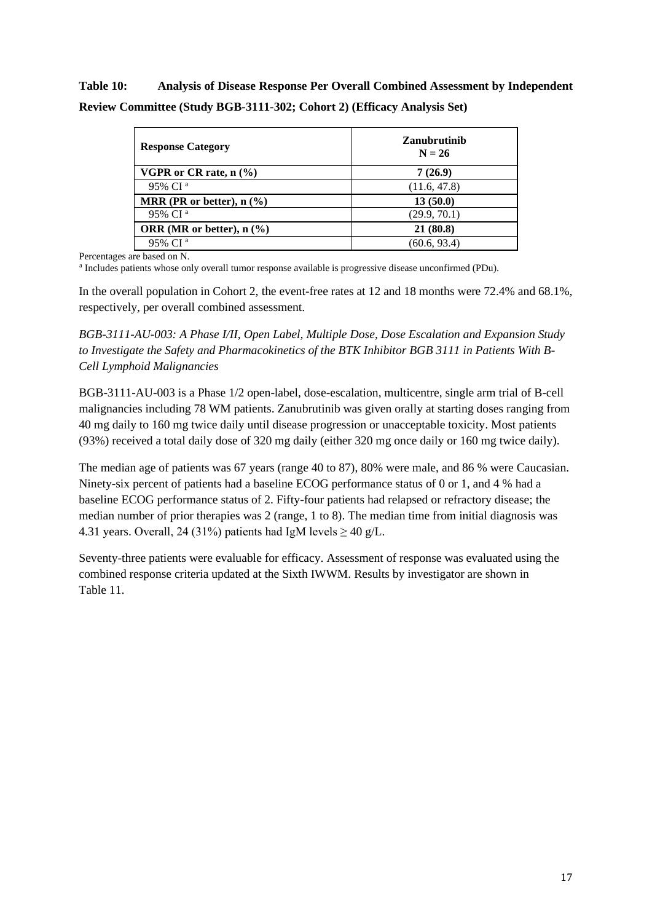**Table 10: Analysis of Disease Response Per Overall Combined Assessment by Independent Review Committee (Study BGB-3111-302; Cohort 2) (Efficacy Analysis Set)**

| Response Category | Zanubrutinib N = 26 |
|---|---|
| **VGPR or CR rate, n (%)** | **7 (26.9)** |
| 95% CI [a] | (11.6, 47.8) |
| **MRR (PR or better), n (%)** | **13 (50.0)** |
| 95% CI [a] | (29.9, 70.1) |
| **ORR (MR or better), n (%)** | **21 (80.8)** |
| 95% CI [a] | (60.6, 93.4) |

Percentages are based on N.

[a] Includes patients whose only overall tumor response available is progressive disease unconfirmed (PDu).

In the overall population in Cohort 2, the event-free rates at 12 and 18 months were 72.4% and 68.1%, respectively, per overall combined assessment.

*BGB-3111-AU-003: A Phase I/II, Open Label, Multiple Dose, Dose Escalation and Expansion Study to Investigate the Safety and Pharmacokinetics of the BTK Inhibitor BGB 3111 in Patients With B-Cell Lymphoid Malignancies*

BGB-3111-AU-003 is a Phase 1/2 open-label, dose-escalation, multicentre, single arm trial of B-cell malignancies including 78 WM patients. Zanubrutinib was given orally at starting doses ranging from 40 mg daily to 160 mg twice daily until disease progression or unacceptable toxicity. Most patients (93%) received a total daily dose of 320 mg daily (either 320 mg once daily or 160 mg twice daily).

The median age of patients was 67 years (range 40 to 87), 80% were male, and 86 % were Caucasian. Ninety-six percent of patients had a baseline ECOG performance status of 0 or 1, and 4 % had a baseline ECOG performance status of 2. Fifty-four patients had relapsed or refractory disease; the median number of prior therapies was 2 (range, 1 to 8). The median time from initial diagnosis was 4.31 years. Overall, 24 (31%) patients had IgM levels ≥ 40 g/L.

Seventy-three patients were evaluable for efficacy. Assessment of response was evaluated using the combined response criteria updated at the Sixth IWWM. Results by investigator are shown in Table 11.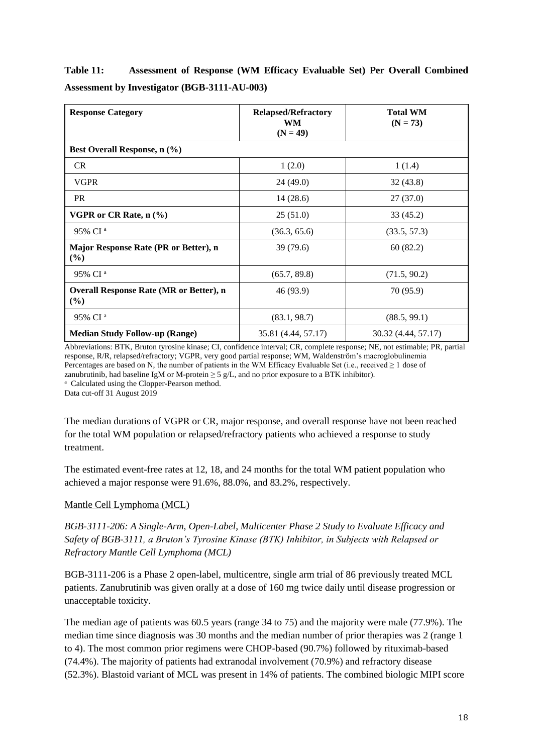**Table 11: Assessment of Response (WM Efficacy Evaluable Set) Per Overall Combined Assessment by Investigator (BGB-3111-AU-003)**

| Response Category | Relapsed/Refractory WM (N = 49) | Total WM (N = 73) |
|---|---|---|
| **Best Overall Response, n (%)** | | |
| CR | 1 (2.0) | 1 (1.4) |
| VGPR | 24 (49.0) | 32 (43.8) |
| PR | 14 (28.6) | 27 (37.0) |
| **VGPR or CR Rate, n (%)** | 25 (51.0) | 33 (45.2) |
| 95% CI [a] | (36.3, 65.6) | (33.5, 57.3) |
| **Major Response Rate (PR or Better), n (%)** | 39 (79.6) | 60 (82.2) |
| 95% CI [a] | (65.7, 89.8) | (71.5, 90.2) |
| **Overall Response Rate (MR or Better), n (%)** | 46 (93.9) | 70 (95.9) |
| 95% CI [a] | (83.1, 98.7) | (88.5, 99.1) |
| **Median Study Follow-up (Range)** | 35.81 (4.44, 57.17) | 30.32 (4.44, 57.17) |

Abbreviations: BTK, Bruton tyrosine kinase; CI, confidence interval; CR, complete response; NE, not estimable; PR, partial response, R/R, relapsed/refractory; VGPR, very good partial response; WM, Waldenström's macroglobulinemia
Percentages are based on N, the number of patients in the WM Efficacy Evaluable Set (i.e., received ≥ 1 dose of zanubrutinib, had baseline IgM or M-protein ≥ 5 g/L, and no prior exposure to a BTK inhibitor).
[a] Calculated using the Clopper-Pearson method.
Data cut-off 31 August 2019

The median durations of VGPR or CR, major response, and overall response have not been reached for the total WM population or relapsed/refractory patients who achieved a response to study treatment.

The estimated event-free rates at 12, 18, and 24 months for the total WM patient population who achieved a major response were 91.6%, 88.0%, and 83.2%, respectively.

Mantle Cell Lymphoma (MCL)

*BGB-3111-206: A Single-Arm, Open-Label, Multicenter Phase 2 Study to Evaluate Efficacy and Safety of BGB-3111, a Bruton's Tyrosine Kinase (BTK) Inhibitor, in Subjects with Relapsed or Refractory Mantle Cell Lymphoma (MCL)*

BGB-3111-206 is a Phase 2 open-label, multicentre, single arm trial of 86 previously treated MCL patients. Zanubrutinib was given orally at a dose of 160 mg twice daily until disease progression or unacceptable toxicity.

The median age of patients was 60.5 years (range 34 to 75) and the majority were male (77.9%). The median time since diagnosis was 30 months and the median number of prior therapies was 2 (range 1 to 4). The most common prior regimens were CHOP-based (90.7%) followed by rituximab-based (74.4%). The majority of patients had extranodal involvement (70.9%) and refractory disease (52.3%). Blastoid variant of MCL was present in 14% of patients. The combined biologic MIPI score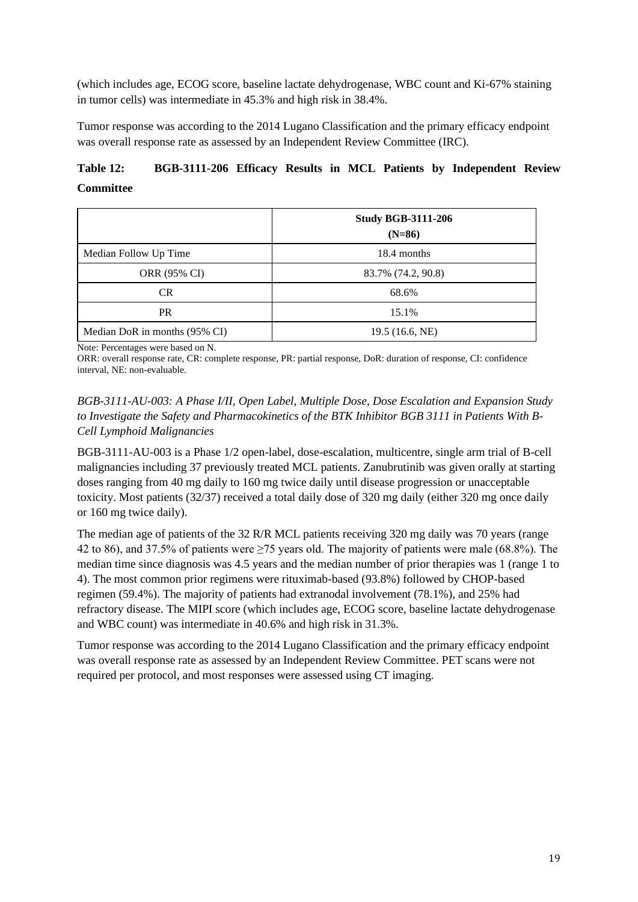(which includes age, ECOG score, baseline lactate dehydrogenase, WBC count and Ki-67% staining in tumor cells) was intermediate in 45.3% and high risk in 38.4%.

Tumor response was according to the 2014 Lugano Classification and the primary efficacy endpoint was overall response rate as assessed by an Independent Review Committee (IRC).

**Table 12: BGB-3111-206 Efficacy Results in MCL Patients by Independent Review Committee**

| | **Study BGB-3111-206 (N=86)** |
|---|---|
| Median Follow Up Time | 18.4 months |
| ORR (95% CI) | 83.7% (74.2, 90.8) |
| CR | 68.6% |
| PR | 15.1% |
| Median DoR in months (95% CI) | 19.5 (16.6, NE) |

Note: Percentages were based on N.
ORR: overall response rate, CR: complete response, PR: partial response, DoR: duration of response, CI: confidence interval, NE: non-evaluable.

*BGB-3111-AU-003: A Phase I/II, Open Label, Multiple Dose, Dose Escalation and Expansion Study to Investigate the Safety and Pharmacokinetics of the BTK Inhibitor BGB 3111 in Patients With B-Cell Lymphoid Malignancies*

BGB-3111-AU-003 is a Phase 1/2 open-label, dose-escalation, multicentre, single arm trial of B-cell malignancies including 37 previously treated MCL patients. Zanubrutinib was given orally at starting doses ranging from 40 mg daily to 160 mg twice daily until disease progression or unacceptable toxicity. Most patients (32/37) received a total daily dose of 320 mg daily (either 320 mg once daily or 160 mg twice daily).

The median age of patients of the 32 R/R MCL patients receiving 320 mg daily was 70 years (range 42 to 86), and 37.5% of patients were ≥75 years old. The majority of patients were male (68.8%). The median time since diagnosis was 4.5 years and the median number of prior therapies was 1 (range 1 to 4). The most common prior regimens were rituximab-based (93.8%) followed by CHOP-based regimen (59.4%). The majority of patients had extranodal involvement (78.1%), and 25% had refractory disease. The MIPI score (which includes age, ECOG score, baseline lactate dehydrogenase and WBC count) was intermediate in 40.6% and high risk in 31.3%.

Tumor response was according to the 2014 Lugano Classification and the primary efficacy endpoint was overall response rate as assessed by an Independent Review Committee. PET scans were not required per protocol, and most responses were assessed using CT imaging.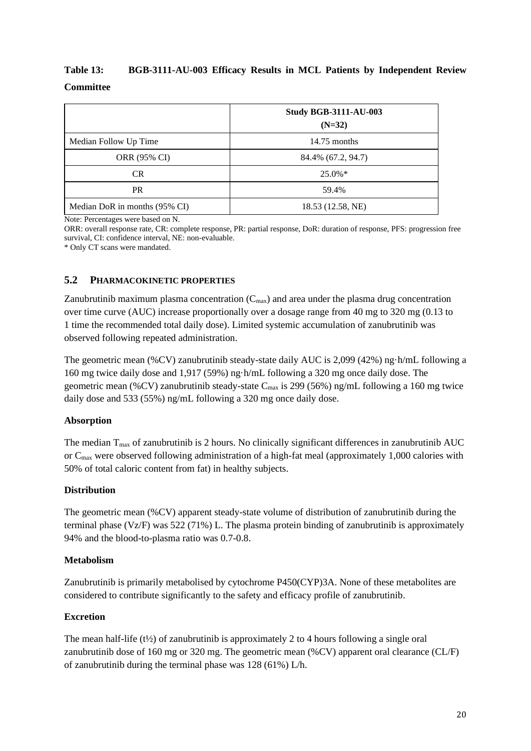**Table 13: BGB-3111-AU-003 Efficacy Results in MCL Patients by Independent Review Committee**

| | Study BGB-3111-AU-003 (N=32) |
|---|---|
| Median Follow Up Time | 14.75 months |
| ORR (95% CI) | 84.4% (67.2, 94.7) |
| CR | 25.0%* |
| PR | 59.4% |
| Median DoR in months (95% CI) | 18.53 (12.58, NE) |

Note: Percentages were based on N.

ORR: overall response rate, CR: complete response, PR: partial response, DoR: duration of response, PFS: progression free survival, CI: confidence interval, NE: non-evaluable.

\* Only CT scans were mandated.

## 5.2 PHARMACOKINETIC PROPERTIES

Zanubrutinib maximum plasma concentration ($C_{max}$) and area under the plasma drug concentration over time curve (AUC) increase proportionally over a dosage range from 40 mg to 320 mg (0.13 to 1 time the recommended total daily dose). Limited systemic accumulation of zanubrutinib was observed following repeated administration.

The geometric mean (%CV) zanubrutinib steady-state daily AUC is 2,099 (42%) ng·h/mL following a 160 mg twice daily dose and 1,917 (59%) ng·h/mL following a 320 mg once daily dose. The geometric mean (%CV) zanubrutinib steady-state $C_{max}$ is 299 (56%) ng/mL following a 160 mg twice daily dose and 533 (55%) ng/mL following a 320 mg once daily dose.

### Absorption

The median $T_{max}$ of zanubrutinib is 2 hours. No clinically significant differences in zanubrutinib AUC or $C_{max}$ were observed following administration of a high-fat meal (approximately 1,000 calories with 50% of total caloric content from fat) in healthy subjects.

### Distribution

The geometric mean (%CV) apparent steady-state volume of distribution of zanubrutinib during the terminal phase (Vz/F) was 522 (71%) L. The plasma protein binding of zanubrutinib is approximately 94% and the blood-to-plasma ratio was 0.7-0.8.

### Metabolism

Zanubrutinib is primarily metabolised by cytochrome P450(CYP)3A. None of these metabolites are considered to contribute significantly to the safety and efficacy profile of zanubrutinib.

### Excretion

The mean half-life (t½) of zanubrutinib is approximately 2 to 4 hours following a single oral zanubrutinib dose of 160 mg or 320 mg. The geometric mean (%CV) apparent oral clearance (CL/F) of zanubrutinib during the terminal phase was 128 (61%) L/h.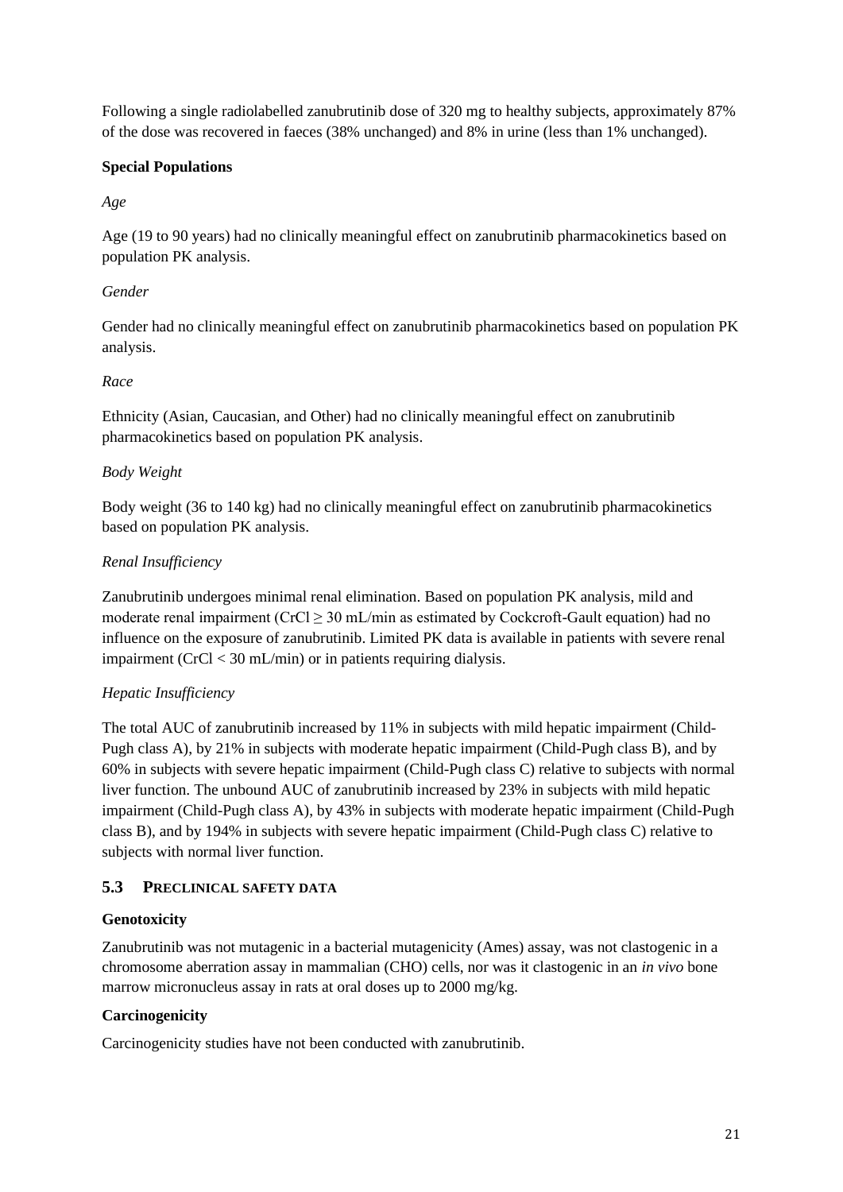Following a single radiolabelled zanubrutinib dose of 320 mg to healthy subjects, approximately 87% of the dose was recovered in faeces (38% unchanged) and 8% in urine (less than 1% unchanged).

**Special Populations**

*Age*

Age (19 to 90 years) had no clinically meaningful effect on zanubrutinib pharmacokinetics based on population PK analysis.

*Gender*

Gender had no clinically meaningful effect on zanubrutinib pharmacokinetics based on population PK analysis.

*Race*

Ethnicity (Asian, Caucasian, and Other) had no clinically meaningful effect on zanubrutinib pharmacokinetics based on population PK analysis.

*Body Weight*

Body weight (36 to 140 kg) had no clinically meaningful effect on zanubrutinib pharmacokinetics based on population PK analysis.

*Renal Insufficiency*

Zanubrutinib undergoes minimal renal elimination. Based on population PK analysis, mild and moderate renal impairment (CrCl ≥ 30 mL/min as estimated by Cockcroft-Gault equation) had no influence on the exposure of zanubrutinib. Limited PK data is available in patients with severe renal impairment (CrCl < 30 mL/min) or in patients requiring dialysis.

*Hepatic Insufficiency*

The total AUC of zanubrutinib increased by 11% in subjects with mild hepatic impairment (Child-Pugh class A), by 21% in subjects with moderate hepatic impairment (Child-Pugh class B), and by 60% in subjects with severe hepatic impairment (Child-Pugh class C) relative to subjects with normal liver function. The unbound AUC of zanubrutinib increased by 23% in subjects with mild hepatic impairment (Child-Pugh class A), by 43% in subjects with moderate hepatic impairment (Child-Pugh class B), and by 194% in subjects with severe hepatic impairment (Child-Pugh class C) relative to subjects with normal liver function.

## 5.3 PRECLINICAL SAFETY DATA

**Genotoxicity**

Zanubrutinib was not mutagenic in a bacterial mutagenicity (Ames) assay, was not clastogenic in a chromosome aberration assay in mammalian (CHO) cells, nor was it clastogenic in an *in vivo* bone marrow micronucleus assay in rats at oral doses up to 2000 mg/kg.

**Carcinogenicity**

Carcinogenicity studies have not been conducted with zanubrutinib.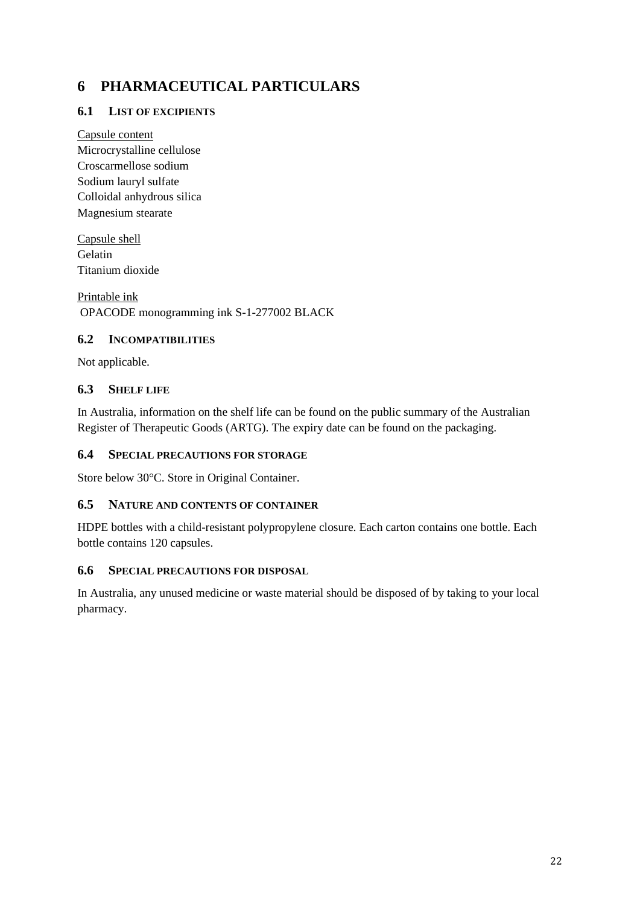# 6 PHARMACEUTICAL PARTICULARS

## 6.1 LIST OF EXCIPIENTS

Capsule content
Microcrystalline cellulose
Croscarmellose sodium
Sodium lauryl sulfate
Colloidal anhydrous silica
Magnesium stearate

Capsule shell
Gelatin
Titanium dioxide

Printable ink
OPACODE monogramming ink S-1-277002 BLACK

## 6.2 INCOMPATIBILITIES

Not applicable.

## 6.3 SHELF LIFE

In Australia, information on the shelf life can be found on the public summary of the Australian Register of Therapeutic Goods (ARTG). The expiry date can be found on the packaging.

## 6.4 SPECIAL PRECAUTIONS FOR STORAGE

Store below 30°C. Store in Original Container.

## 6.5 NATURE AND CONTENTS OF CONTAINER

HDPE bottles with a child-resistant polypropylene closure. Each carton contains one bottle. Each bottle contains 120 capsules.

## 6.6 SPECIAL PRECAUTIONS FOR DISPOSAL

In Australia, any unused medicine or waste material should be disposed of by taking to your local pharmacy.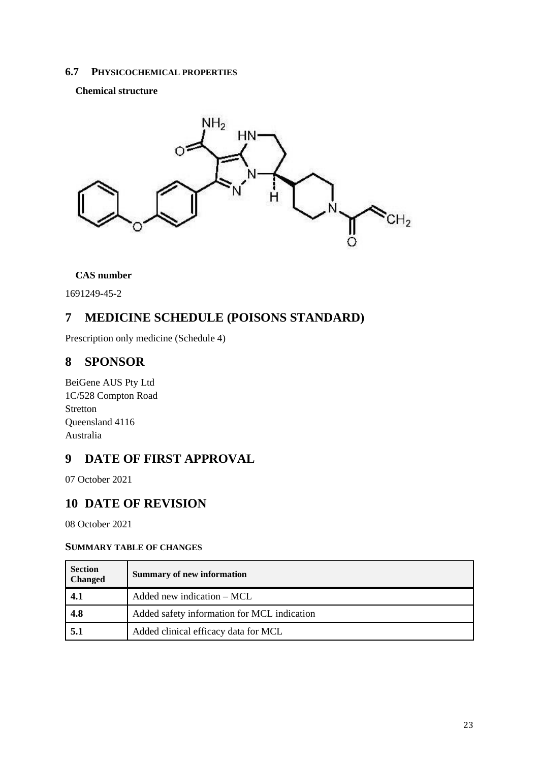### 6.7 PHYSICOCHEMICAL PROPERTIES

**Chemical structure**

**CAS number**

1691249-45-2

# 7 MEDICINE SCHEDULE (POISONS STANDARD)

Prescription only medicine (Schedule 4)

# 8 SPONSOR

BeiGene AUS Pty Ltd
1C/528 Compton Road
Stretton
Queensland 4116
Australia

# 9 DATE OF FIRST APPROVAL

07 October 2021

# 10 DATE OF REVISION

08 October 2021

### SUMMARY TABLE OF CHANGES

| Section Changed | Summary of new information |
| --- | --- |
| 4.1 | Added new indication – MCL |
| 4.8 | Added safety information for MCL indication |
| 5.1 | Added clinical efficacy data for MCL |